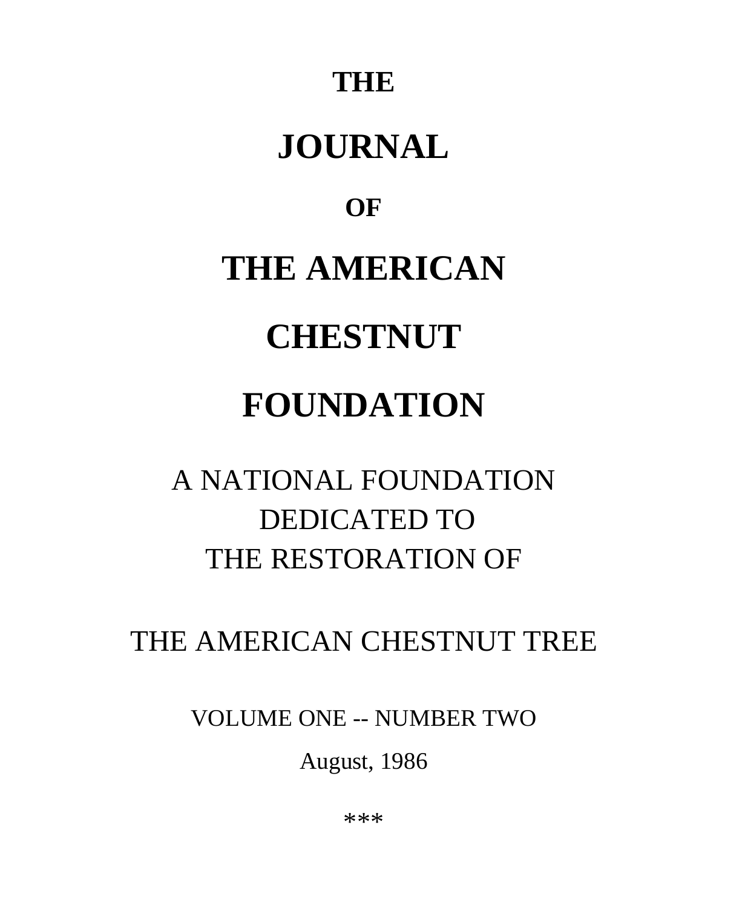# THE

# JOURNAL

# OF

# THE AMERICAN

# CHESTNUT

# FOUNDATION

A NATIONAL FOUNDATION
DEDICATED TO
THE RESTORATION OF

THE AMERICAN CHESTNUT TREE

VOLUME ONE -- NUMBER TWO

August, 1986

***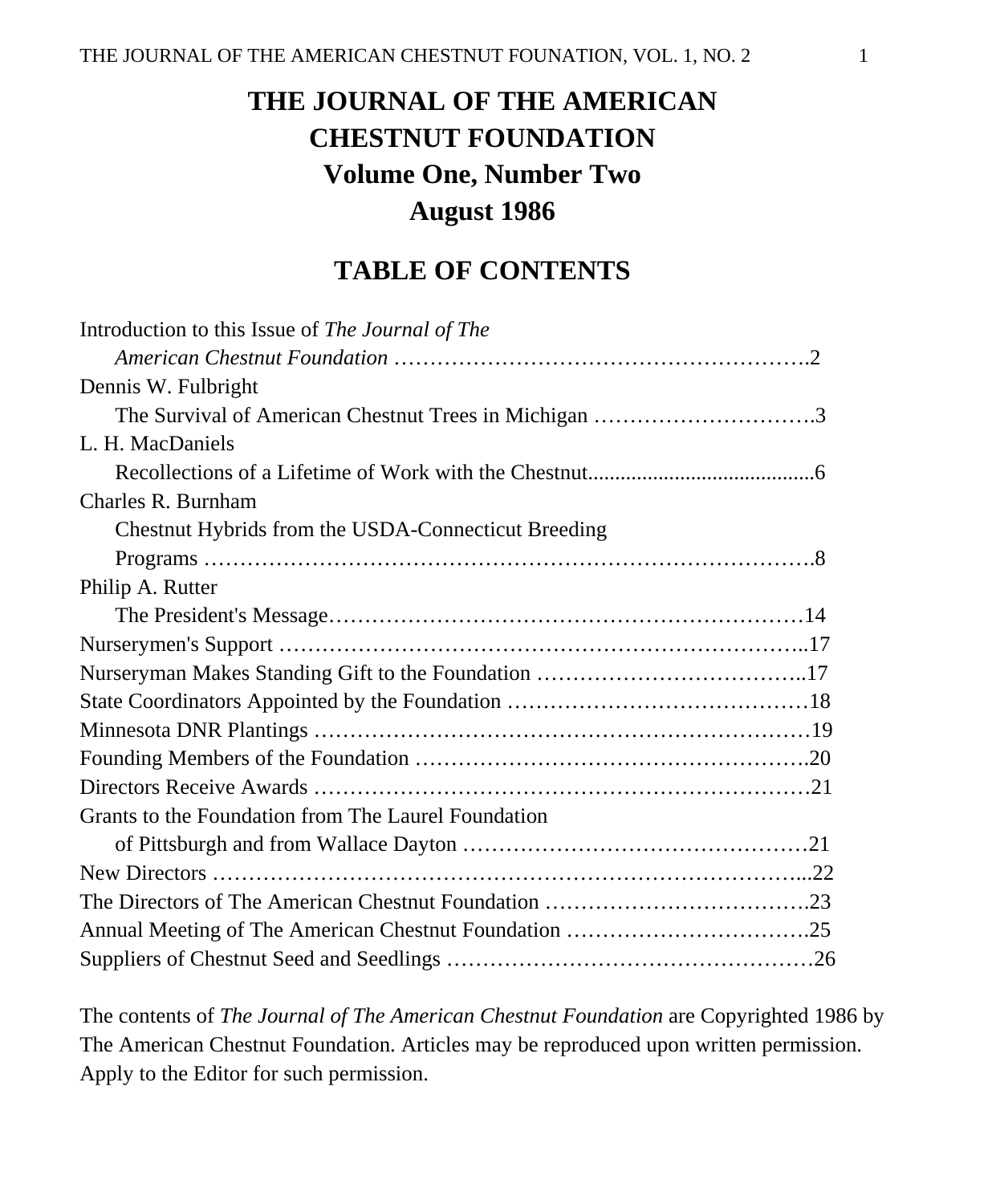# THE JOURNAL OF THE AMERICAN CHESTNUT FOUNDATION

## Volume One, Number Two

## August 1986

## TABLE OF CONTENTS

Introduction to this Issue of *The Journal of The American Chestnut Foundation* ................................................2

Dennis W. Fulbright
The Survival of American Chestnut Trees in Michigan ..............................3

L. H. MacDaniels
Recollections of a Lifetime of Work with the Chestnut..........................................6

Charles R. Burnham
Chestnut Hybrids from the USDA-Connecticut Breeding Programs ........................................................................8

Philip A. Rutter
The President's Message..........................................................14

Nurserymen's Support ..............................................................17

Nurseryman Makes Standing Gift to the Foundation ...................................17

State Coordinators Appointed by the Foundation ........................................18

Minnesota DNR Plantings ...........................................................19

Founding Members of the Foundation ...............................................20

Directors Receive Awards ...........................................................21

Grants to the Foundation from The Laurel Foundation of Pittsburgh and from Wallace Dayton ........................................21

New Directors ........................................................................22

The Directors of The American Chestnut Foundation ...................................23

Annual Meeting of The American Chestnut Foundation ................................25

Suppliers of Chestnut Seed and Seedlings .............................................26

The contents of *The Journal of The American Chestnut Foundation* are Copyrighted 1986 by The American Chestnut Foundation. Articles may be reproduced upon written permission. Apply to the Editor for such permission.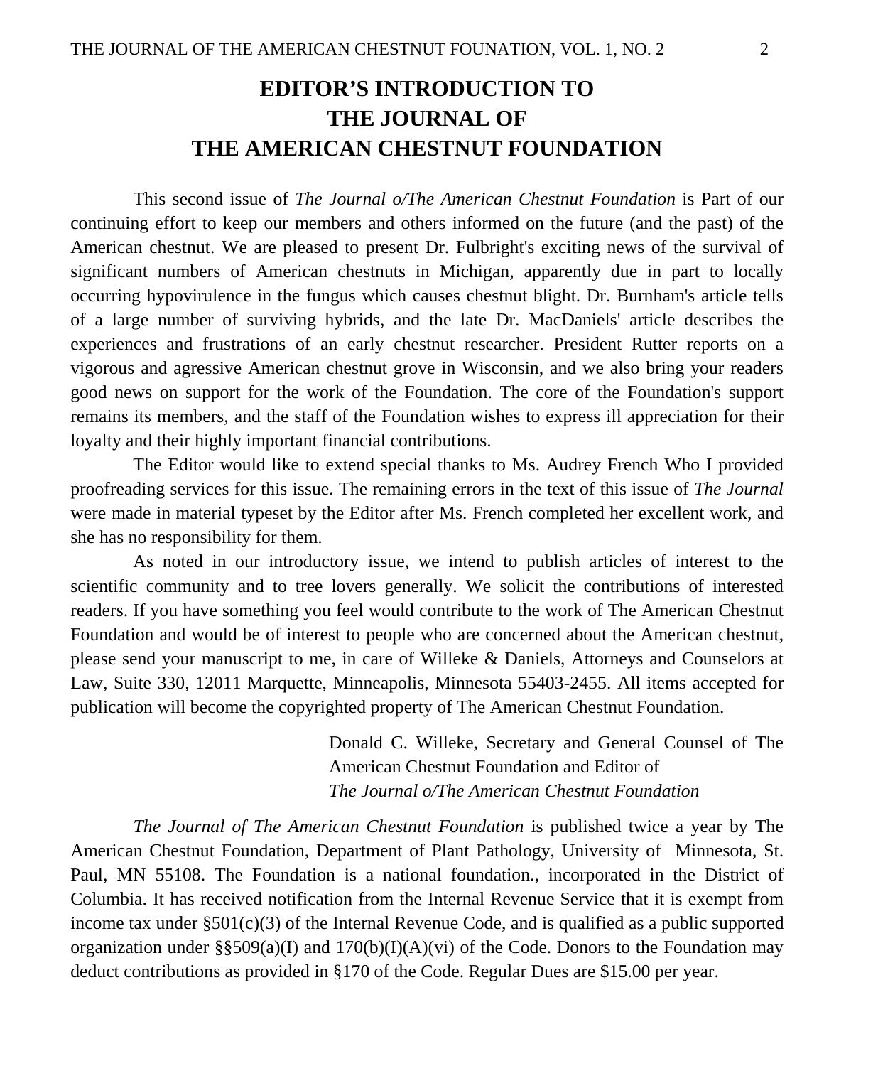# EDITOR’S INTRODUCTION TO THE JOURNAL OF THE AMERICAN CHESTNUT FOUNDATION

This second issue of *The Journal o/The American Chestnut Foundation* is Part of our continuing effort to keep our members and others informed on the future (and the past) of the American chestnut. We are pleased to present Dr. Fulbright's exciting news of the survival of significant numbers of American chestnuts in Michigan, apparently due in part to locally occurring hypovirulence in the fungus which causes chestnut blight. Dr. Burnham's article tells of a large number of surviving hybrids, and the late Dr. MacDaniels' article describes the experiences and frustrations of an early chestnut researcher. President Rutter reports on a vigorous and agressive American chestnut grove in Wisconsin, and we also bring your readers good news on support for the work of the Foundation. The core of the Foundation's support remains its members, and the staff of the Foundation wishes to express ill appreciation for their loyalty and their highly important financial contributions.

The Editor would like to extend special thanks to Ms. Audrey French Who I provided proofreading services for this issue. The remaining errors in the text of this issue of *The Journal* were made in material typeset by the Editor after Ms. French completed her excellent work, and she has no responsibility for them.

As noted in our introductory issue, we intend to publish articles of interest to the scientific community and to tree lovers generally. We solicit the contributions of interested readers. If you have something you feel would contribute to the work of The American Chestnut Foundation and would be of interest to people who are concerned about the American chestnut, please send your manuscript to me, in care of Willeke & Daniels, Attorneys and Counselors at Law, Suite 330, 12011 Marquette, Minneapolis, Minnesota 55403-2455. All items accepted for publication will become the copyrighted property of The American Chestnut Foundation.

Donald C. Willeke, Secretary and General Counsel of The American Chestnut Foundation and Editor of
*The Journal o/The American Chestnut Foundation*

*The Journal of The American Chestnut Foundation* is published twice a year by The American Chestnut Foundation, Department of Plant Pathology, University of Minnesota, St. Paul, MN 55108. The Foundation is a national foundation., incorporated in the District of Columbia. It has received notification from the Internal Revenue Service that it is exempt from income tax under §501(c)(3) of the Internal Revenue Code, and is qualified as a public supported organization under §§509(a)(I) and 170(b)(I)(A)(vi) of the Code. Donors to the Foundation may deduct contributions as provided in §170 of the Code. Regular Dues are $15.00 per year.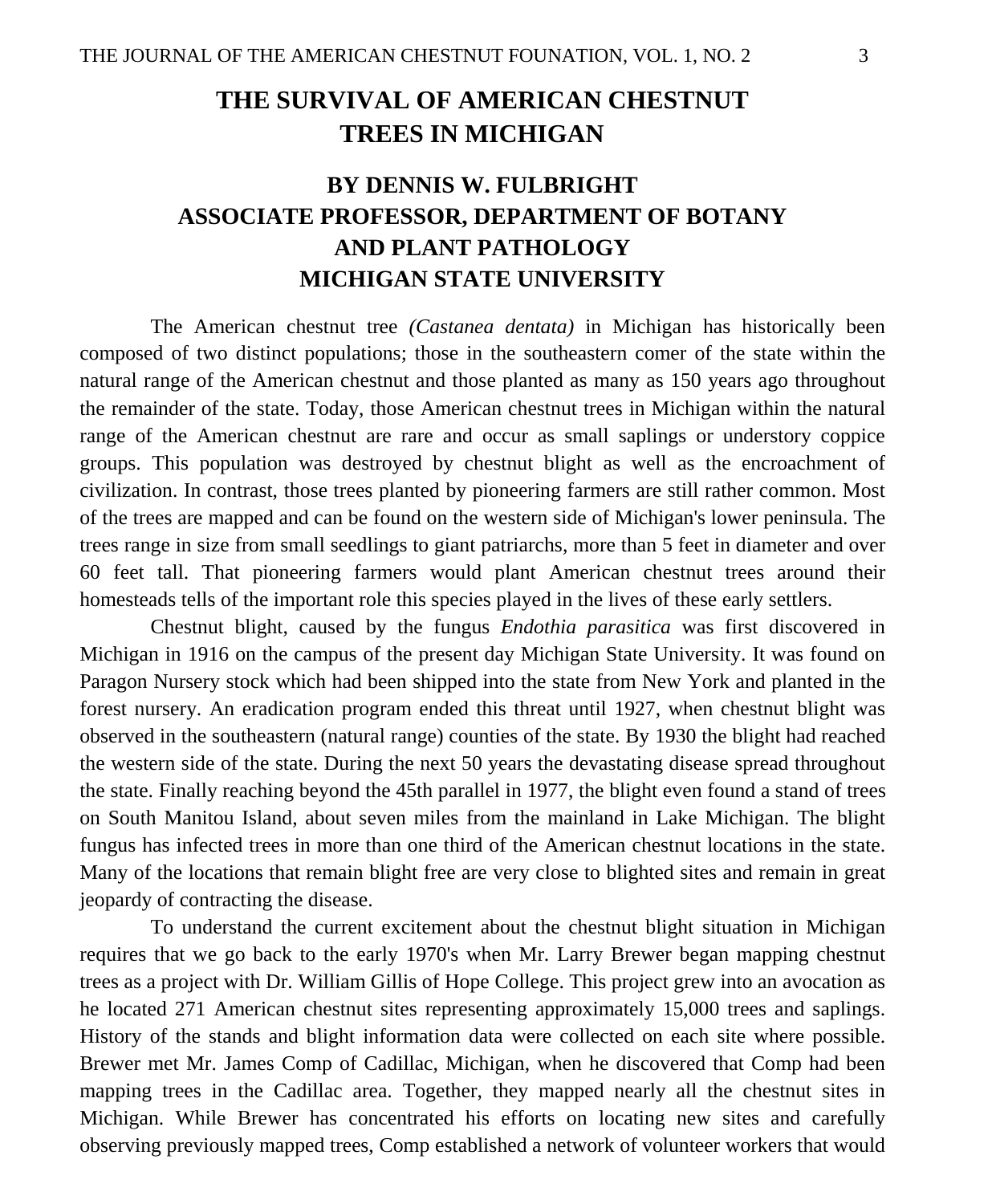# THE SURVIVAL OF AMERICAN CHESTNUT TREES IN MICHIGAN

## BY DENNIS W. FULBRIGHT
## ASSOCIATE PROFESSOR, DEPARTMENT OF BOTANY AND PLANT PATHOLOGY
## MICHIGAN STATE UNIVERSITY

The American chestnut tree *(Castanea dentata)* in Michigan has historically been composed of two distinct populations; those in the southeastern comer of the state within the natural range of the American chestnut and those planted as many as 150 years ago throughout the remainder of the state. Today, those American chestnut trees in Michigan within the natural range of the American chestnut are rare and occur as small saplings or understory coppice groups. This population was destroyed by chestnut blight as well as the encroachment of civilization. In contrast, those trees planted by pioneering farmers are still rather common. Most of the trees are mapped and can be found on the western side of Michigan's lower peninsula. The trees range in size from small seedlings to giant patriarchs, more than 5 feet in diameter and over 60 feet tall. That pioneering farmers would plant American chestnut trees around their homesteads tells of the important role this species played in the lives of these early settlers.

Chestnut blight, caused by the fungus *Endothia parasitica* was first discovered in Michigan in 1916 on the campus of the present day Michigan State University. It was found on Paragon Nursery stock which had been shipped into the state from New York and planted in the forest nursery. An eradication program ended this threat until 1927, when chestnut blight was observed in the southeastern (natural range) counties of the state. By 1930 the blight had reached the western side of the state. During the next 50 years the devastating disease spread throughout the state. Finally reaching beyond the 45th parallel in 1977, the blight even found a stand of trees on South Manitou Island, about seven miles from the mainland in Lake Michigan. The blight fungus has infected trees in more than one third of the American chestnut locations in the state. Many of the locations that remain blight free are very close to blighted sites and remain in great jeopardy of contracting the disease.

To understand the current excitement about the chestnut blight situation in Michigan requires that we go back to the early 1970's when Mr. Larry Brewer began mapping chestnut trees as a project with Dr. William Gillis of Hope College. This project grew into an avocation as he located 271 American chestnut sites representing approximately 15,000 trees and saplings. History of the stands and blight information data were collected on each site where possible. Brewer met Mr. James Comp of Cadillac, Michigan, when he discovered that Comp had been mapping trees in the Cadillac area. Together, they mapped nearly all the chestnut sites in Michigan. While Brewer has concentrated his efforts on locating new sites and carefully observing previously mapped trees, Comp established a network of volunteer workers that would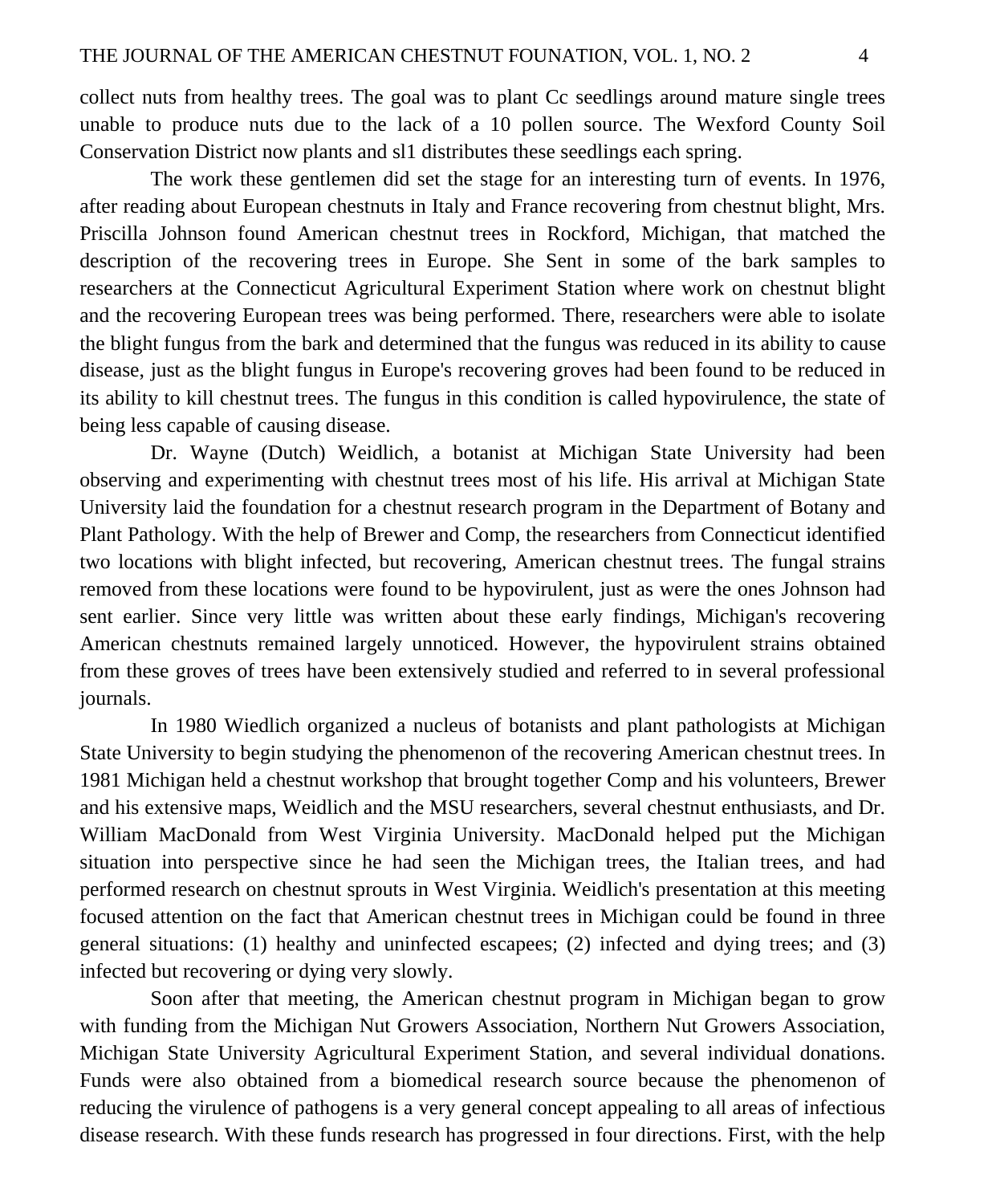collect nuts from healthy trees. The goal was to plant Cc seedlings around mature single trees unable to produce nuts due to the lack of a 10 pollen source. The Wexford County Soil Conservation District now plants and sl1 distributes these seedlings each spring.

The work these gentlemen did set the stage for an interesting turn of events. In 1976, after reading about European chestnuts in Italy and France recovering from chestnut blight, Mrs. Priscilla Johnson found American chestnut trees in Rockford, Michigan, that matched the description of the recovering trees in Europe. She Sent in some of the bark samples to researchers at the Connecticut Agricultural Experiment Station where work on chestnut blight and the recovering European trees was being performed. There, researchers were able to isolate the blight fungus from the bark and determined that the fungus was reduced in its ability to cause disease, just as the blight fungus in Europe's recovering groves had been found to be reduced in its ability to kill chestnut trees. The fungus in this condition is called hypovirulence, the state of being less capable of causing disease.

Dr. Wayne (Dutch) Weidlich, a botanist at Michigan State University had been observing and experimenting with chestnut trees most of his life. His arrival at Michigan State University laid the foundation for a chestnut research program in the Department of Botany and Plant Pathology. With the help of Brewer and Comp, the researchers from Connecticut identified two locations with blight infected, but recovering, American chestnut trees. The fungal strains removed from these locations were found to be hypovirulent, just as were the ones Johnson had sent earlier. Since very little was written about these early findings, Michigan's recovering American chestnuts remained largely unnoticed. However, the hypovirulent strains obtained from these groves of trees have been extensively studied and referred to in several professional journals.

In 1980 Wiedlich organized a nucleus of botanists and plant pathologists at Michigan State University to begin studying the phenomenon of the recovering American chestnut trees. In 1981 Michigan held a chestnut workshop that brought together Comp and his volunteers, Brewer and his extensive maps, Weidlich and the MSU researchers, several chestnut enthusiasts, and Dr. William MacDonald from West Virginia University. MacDonald helped put the Michigan situation into perspective since he had seen the Michigan trees, the Italian trees, and had performed research on chestnut sprouts in West Virginia. Weidlich's presentation at this meeting focused attention on the fact that American chestnut trees in Michigan could be found in three general situations: (1) healthy and uninfected escapees; (2) infected and dying trees; and (3) infected but recovering or dying very slowly.

Soon after that meeting, the American chestnut program in Michigan began to grow with funding from the Michigan Nut Growers Association, Northern Nut Growers Association, Michigan State University Agricultural Experiment Station, and several individual donations. Funds were also obtained from a biomedical research source because the phenomenon of reducing the virulence of pathogens is a very general concept appealing to all areas of infectious disease research. With these funds research has progressed in four directions. First, with the help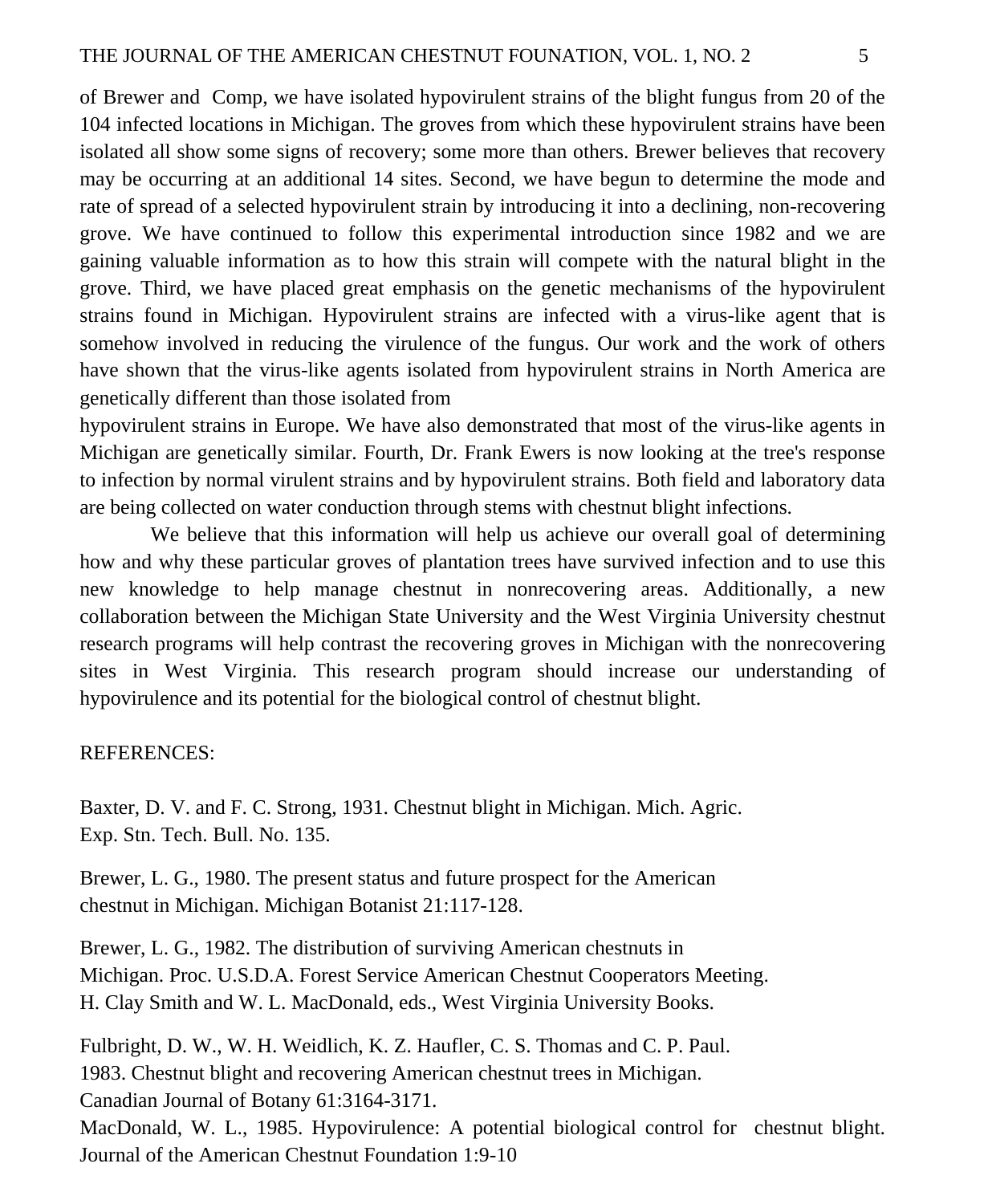of Brewer and Comp, we have isolated hypovirulent strains of the blight fungus from 20 of the 104 infected locations in Michigan. The groves from which these hypovirulent strains have been isolated all show some signs of recovery; some more than others. Brewer believes that recovery may be occurring at an additional 14 sites. Second, we have begun to determine the mode and rate of spread of a selected hypovirulent strain by introducing it into a declining, non-recovering grove. We have continued to follow this experimental introduction since 1982 and we are gaining valuable information as to how this strain will compete with the natural blight in the grove. Third, we have placed great emphasis on the genetic mechanisms of the hypovirulent strains found in Michigan. Hypovirulent strains are infected with a virus-like agent that is somehow involved in reducing the virulence of the fungus. Our work and the work of others have shown that the virus-like agents isolated from hypovirulent strains in North America are genetically different than those isolated from hypovirulent strains in Europe. We have also demonstrated that most of the virus-like agents in Michigan are genetically similar. Fourth, Dr. Frank Ewers is now looking at the tree's response to infection by normal virulent strains and by hypovirulent strains. Both field and laboratory data are being collected on water conduction through stems with chestnut blight infections.

We believe that this information will help us achieve our overall goal of determining how and why these particular groves of plantation trees have survived infection and to use this new knowledge to help manage chestnut in nonrecovering areas. Additionally, a new collaboration between the Michigan State University and the West Virginia University chestnut research programs will help contrast the recovering groves in Michigan with the nonrecovering sites in West Virginia. This research program should increase our understanding of hypovirulence and its potential for the biological control of chestnut blight.

REFERENCES:

Baxter, D. V. and F. C. Strong, 1931. Chestnut blight in Michigan. Mich. Agric. Exp. Stn. Tech. Bull. No. 135.

Brewer, L. G., 1980. The present status and future prospect for the American chestnut in Michigan. Michigan Botanist 21:117-128.

Brewer, L. G., 1982. The distribution of surviving American chestnuts in Michigan. Proc. U.S.D.A. Forest Service American Chestnut Cooperators Meeting. H. Clay Smith and W. L. MacDonald, eds., West Virginia University Books.

Fulbright, D. W., W. H. Weidlich, K. Z. Haufler, C. S. Thomas and C. P. Paul. 1983. Chestnut blight and recovering American chestnut trees in Michigan. Canadian Journal of Botany 61:3164-3171.

MacDonald, W. L., 1985. Hypovirulence: A potential biological control for chestnut blight. Journal of the American Chestnut Foundation 1:9-10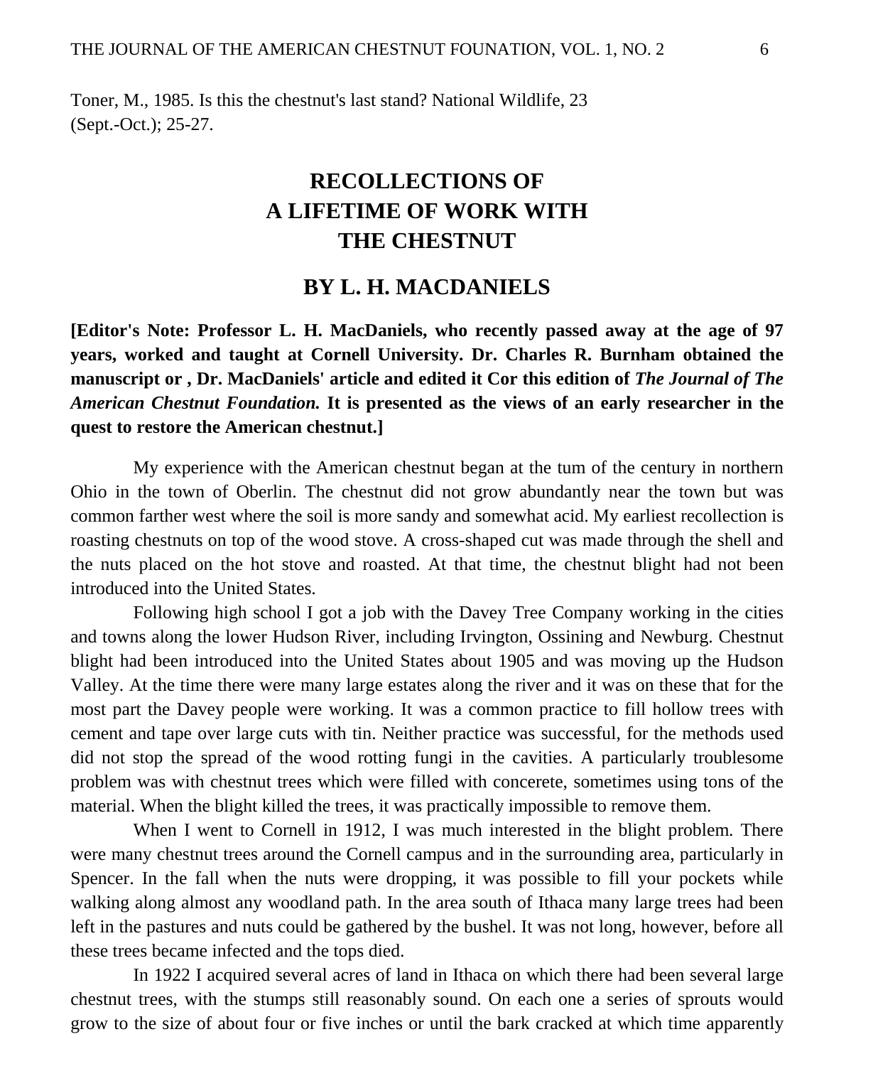Toner, M., 1985. Is this the chestnut's last stand? National Wildlife, 23 (Sept.-Oct.); 25-27.

## RECOLLECTIONS OF A LIFETIME OF WORK WITH THE CHESTNUT

## BY L. H. MACDANIELS

**[Editor's Note: Professor L. H. MacDaniels, who recently passed away at the age of 97 years, worked and taught at Cornell University. Dr. Charles R. Burnham obtained the manuscript or , Dr. MacDaniels' article and edited it Cor this edition of *The Journal of The American Chestnut Foundation.* It is presented as the views of an early researcher in the quest to restore the American chestnut.]**

My experience with the American chestnut began at the tum of the century in northern Ohio in the town of Oberlin. The chestnut did not grow abundantly near the town but was common farther west where the soil is more sandy and somewhat acid. My earliest recollection is roasting chestnuts on top of the wood stove. A cross-shaped cut was made through the shell and the nuts placed on the hot stove and roasted. At that time, the chestnut blight had not been introduced into the United States.

Following high school I got a job with the Davey Tree Company working in the cities and towns along the lower Hudson River, including Irvington, Ossining and Newburg. Chestnut blight had been introduced into the United States about 1905 and was moving up the Hudson Valley. At the time there were many large estates along the river and it was on these that for the most part the Davey people were working. It was a common practice to fill hollow trees with cement and tape over large cuts with tin. Neither practice was successful, for the methods used did not stop the spread of the wood rotting fungi in the cavities. A particularly troublesome problem was with chestnut trees which were filled with concerete, sometimes using tons of the material. When the blight killed the trees, it was practically impossible to remove them.

When I went to Cornell in 1912, I was much interested in the blight problem. There were many chestnut trees around the Cornell campus and in the surrounding area, particularly in Spencer. In the fall when the nuts were dropping, it was possible to fill your pockets while walking along almost any woodland path. In the area south of Ithaca many large trees had been left in the pastures and nuts could be gathered by the bushel. It was not long, however, before all these trees became infected and the tops died.

In 1922 I acquired several acres of land in Ithaca on which there had been several large chestnut trees, with the stumps still reasonably sound. On each one a series of sprouts would grow to the size of about four or five inches or until the bark cracked at which time apparently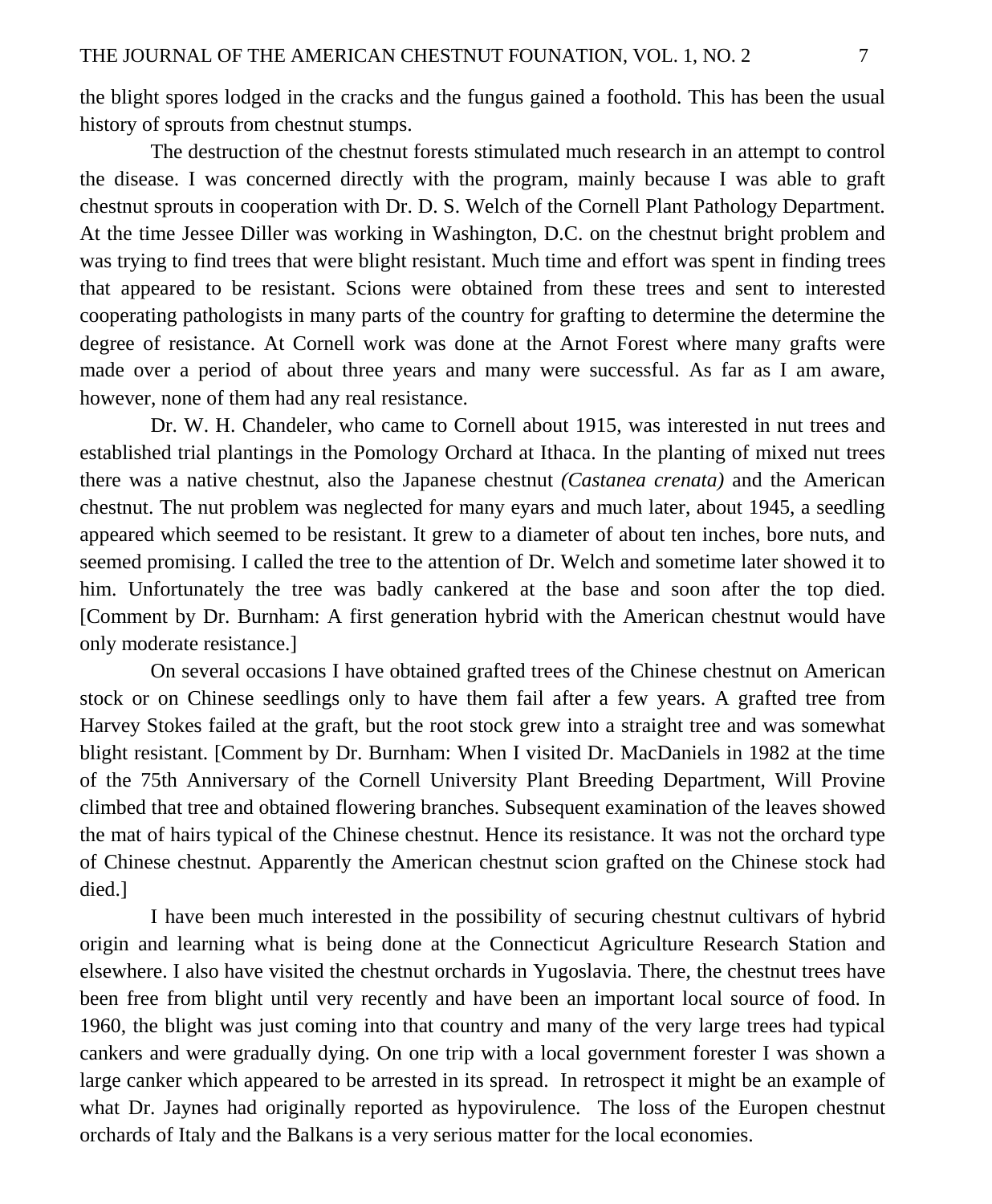the blight spores lodged in the cracks and the fungus gained a foothold. This has been the usual history of sprouts from chestnut stumps.

The destruction of the chestnut forests stimulated much research in an attempt to control the disease. I was concerned directly with the program, mainly because I was able to graft chestnut sprouts in cooperation with Dr. D. S. Welch of the Cornell Plant Pathology Department. At the time Jessee Diller was working in Washington, D.C. on the chestnut bright problem and was trying to find trees that were blight resistant. Much time and effort was spent in finding trees that appeared to be resistant. Scions were obtained from these trees and sent to interested cooperating pathologists in many parts of the country for grafting to determine the determine the degree of resistance. At Cornell work was done at the Arnot Forest where many grafts were made over a period of about three years and many were successful. As far as I am aware, however, none of them had any real resistance.

Dr. W. H. Chandeler, who came to Cornell about 1915, was interested in nut trees and established trial plantings in the Pomology Orchard at Ithaca. In the planting of mixed nut trees there was a native chestnut, also the Japanese chestnut *(Castanea crenata)* and the American chestnut. The nut problem was neglected for many eyars and much later, about 1945, a seedling appeared which seemed to be resistant. It grew to a diameter of about ten inches, bore nuts, and seemed promising. I called the tree to the attention of Dr. Welch and sometime later showed it to him. Unfortunately the tree was badly cankered at the base and soon after the top died. [Comment by Dr. Burnham: A first generation hybrid with the American chestnut would have only moderate resistance.]

On several occasions I have obtained grafted trees of the Chinese chestnut on American stock or on Chinese seedlings only to have them fail after a few years. A grafted tree from Harvey Stokes failed at the graft, but the root stock grew into a straight tree and was somewhat blight resistant. [Comment by Dr. Burnham: When I visited Dr. MacDaniels in 1982 at the time of the 75th Anniversary of the Cornell University Plant Breeding Department, Will Provine climbed that tree and obtained flowering branches. Subsequent examination of the leaves showed the mat of hairs typical of the Chinese chestnut. Hence its resistance. It was not the orchard type of Chinese chestnut. Apparently the American chestnut scion grafted on the Chinese stock had died.]

I have been much interested in the possibility of securing chestnut cultivars of hybrid origin and learning what is being done at the Connecticut Agriculture Research Station and elsewhere. I also have visited the chestnut orchards in Yugoslavia. There, the chestnut trees have been free from blight until very recently and have been an important local source of food. In 1960, the blight was just coming into that country and many of the very large trees had typical cankers and were gradually dying. On one trip with a local government forester I was shown a large canker which appeared to be arrested in its spread. In retrospect it might be an example of what Dr. Jaynes had originally reported as hypovirulence. The loss of the Europen chestnut orchards of Italy and the Balkans is a very serious matter for the local economies.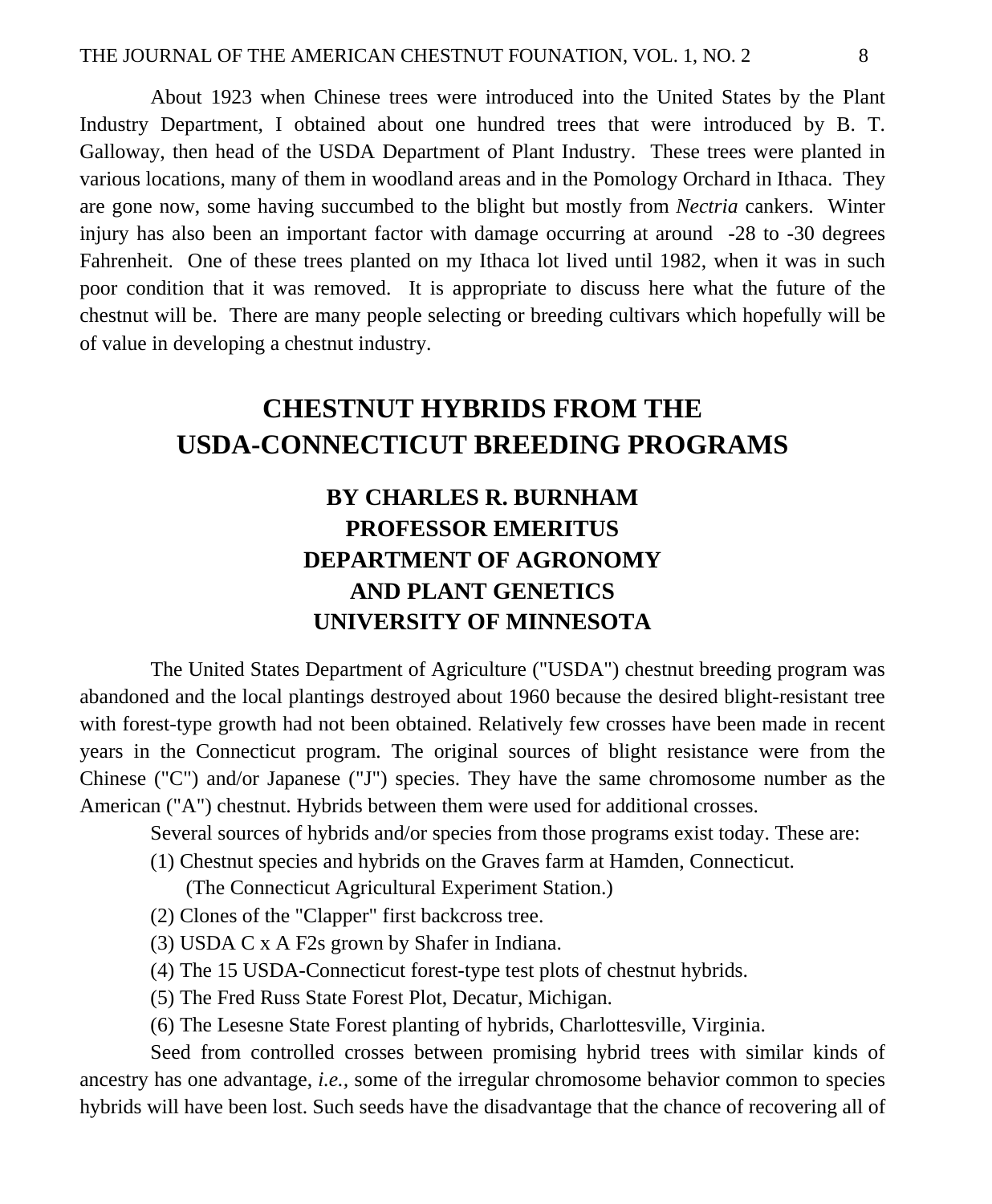About 1923 when Chinese trees were introduced into the United States by the Plant Industry Department, I obtained about one hundred trees that were introduced by B. T. Galloway, then head of the USDA Department of Plant Industry. These trees were planted in various locations, many of them in woodland areas and in the Pomology Orchard in Ithaca. They are gone now, some having succumbed to the blight but mostly from *Nectria* cankers. Winter injury has also been an important factor with damage occurring at around -28 to -30 degrees Fahrenheit. One of these trees planted on my Ithaca lot lived until 1982, when it was in such poor condition that it was removed. It is appropriate to discuss here what the future of the chestnut will be. There are many people selecting or breeding cultivars which hopefully will be of value in developing a chestnut industry.

## CHESTNUT HYBRIDS FROM THE USDA-CONNECTICUT BREEDING PROGRAMS

### BY CHARLES R. BURNHAM
### PROFESSOR EMERITUS
### DEPARTMENT OF AGRONOMY AND PLANT GENETICS
### UNIVERSITY OF MINNESOTA

The United States Department of Agriculture ("USDA") chestnut breeding program was abandoned and the local plantings destroyed about 1960 because the desired blight-resistant tree with forest-type growth had not been obtained. Relatively few crosses have been made in recent years in the Connecticut program. The original sources of blight resistance were from the Chinese ("C") and/or Japanese ("J") species. They have the same chromosome number as the American ("A") chestnut. Hybrids between them were used for additional crosses.

Several sources of hybrids and/or species from those programs exist today. These are:

(1) Chestnut species and hybrids on the Graves farm at Hamden, Connecticut. (The Connecticut Agricultural Experiment Station.)

(2) Clones of the "Clapper" first backcross tree.

(3) USDA C x A F2s grown by Shafer in Indiana.

(4) The 15 USDA-Connecticut forest-type test plots of chestnut hybrids.

(5) The Fred Russ State Forest Plot, Decatur, Michigan.

(6) The Lesesne State Forest planting of hybrids, Charlottesville, Virginia.

Seed from controlled crosses between promising hybrid trees with similar kinds of ancestry has one advantage, *i.e.*, some of the irregular chromosome behavior common to species hybrids will have been lost. Such seeds have the disadvantage that the chance of recovering all of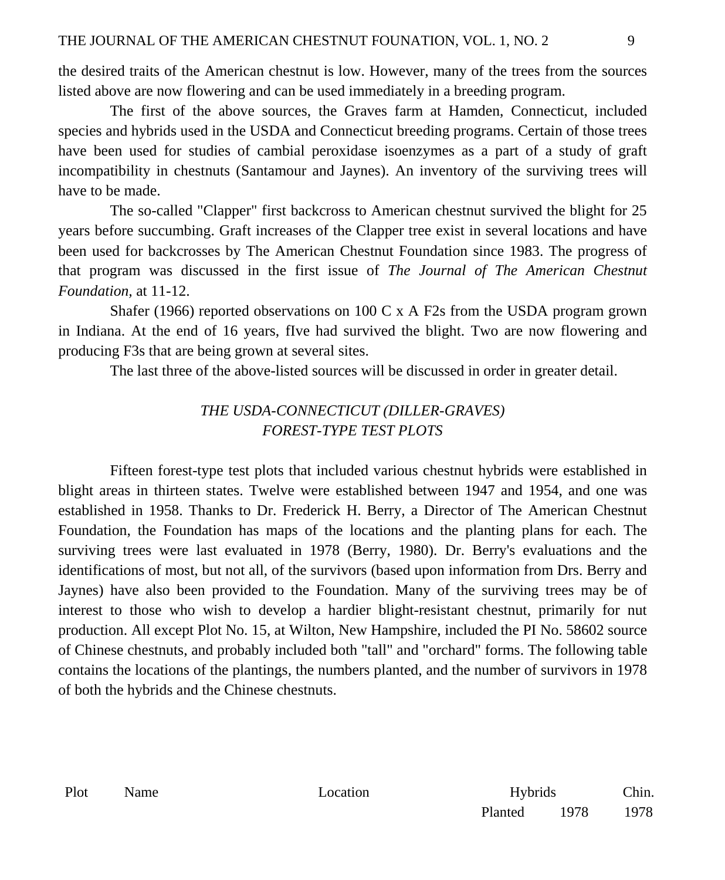the desired traits of the American chestnut is low. However, many of the trees from the sources listed above are now flowering and can be used immediately in a breeding program.

The first of the above sources, the Graves farm at Hamden, Connecticut, included species and hybrids used in the USDA and Connecticut breeding programs. Certain of those trees have been used for studies of cambial peroxidase isoenzymes as a part of a study of graft incompatibility in chestnuts (Santamour and Jaynes). An inventory of the surviving trees will have to be made.

The so-called "Clapper" first backcross to American chestnut survived the blight for 25 years before succumbing. Graft increases of the Clapper tree exist in several locations and have been used for backcrosses by The American Chestnut Foundation since 1983. The progress of that program was discussed in the first issue of *The Journal of The American Chestnut Foundation,* at 11-12.

Shafer (1966) reported observations on 100 C x A F2s from the USDA program grown in Indiana. At the end of 16 years, fIve had survived the blight. Two are now flowering and producing F3s that are being grown at several sites.

The last three of the above-listed sources will be discussed in order in greater detail.

## *THE USDA-CONNECTICUT (DILLER-GRAVES) FOREST-TYPE TEST PLOTS*

Fifteen forest-type test plots that included various chestnut hybrids were established in blight areas in thirteen states. Twelve were established between 1947 and 1954, and one was established in 1958. Thanks to Dr. Frederick H. Berry, a Director of The American Chestnut Foundation, the Foundation has maps of the locations and the planting plans for each. The surviving trees were last evaluated in 1978 (Berry, 1980). Dr. Berry's evaluations and the identifications of most, but not all, of the survivors (based upon information from Drs. Berry and Jaynes) have also been provided to the Foundation. Many of the surviving trees may be of interest to those who wish to develop a hardier blight-resistant chestnut, primarily for nut production. All except Plot No. 15, at Wilton, New Hampshire, included the PI No. 58602 source of Chinese chestnuts, and probably included both "tall" and "orchard" forms. The following table contains the locations of the plantings, the numbers planted, and the number of survivors in 1978 of both the hybrids and the Chinese chestnuts.

| Plot | Name | Location | Hybrids | | Chin. |
|---|---|---|---|---|---|
| | | | Planted | 1978 | 1978 |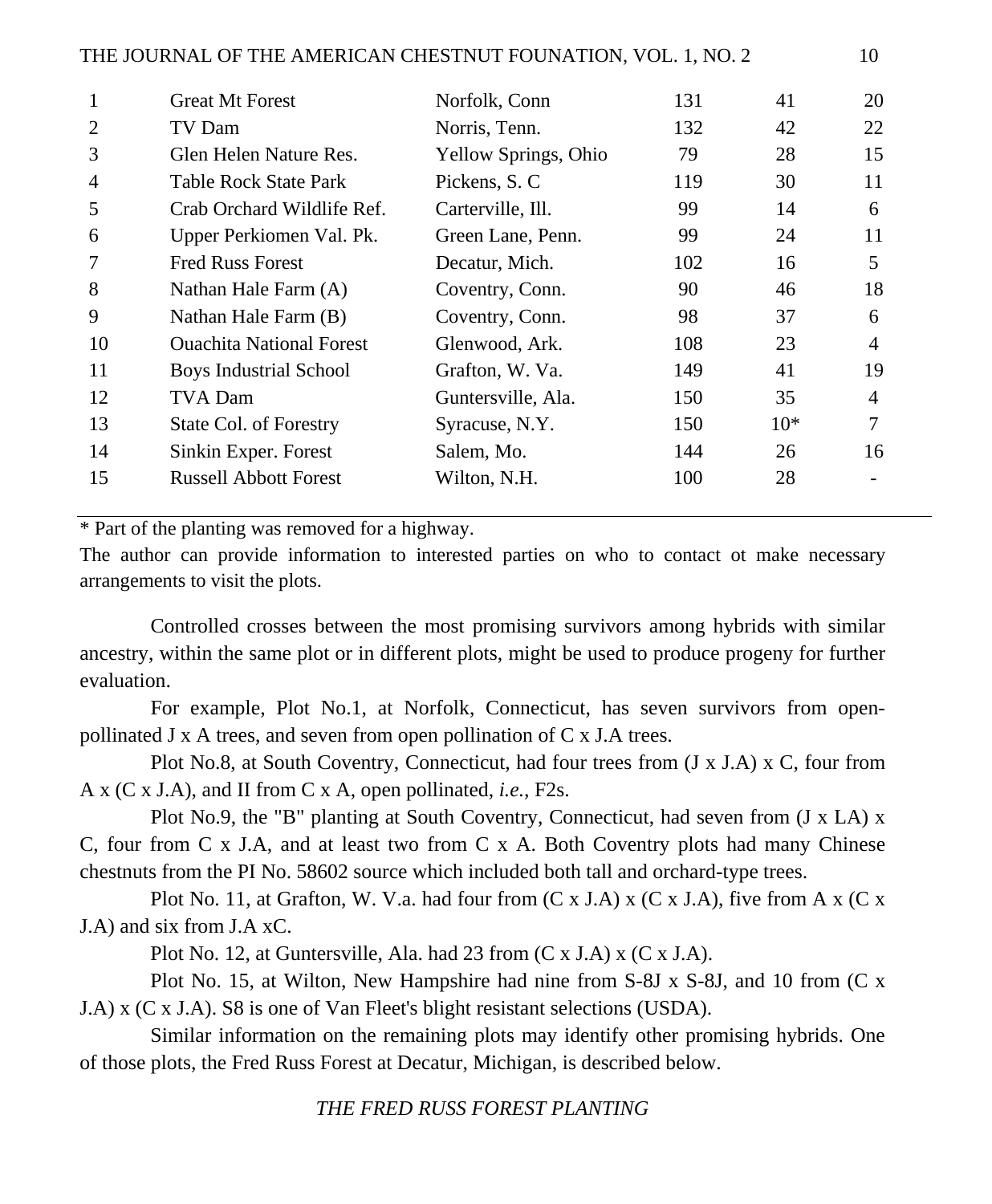| | | | | | |
|---|---|---|---|---|---|
| 1 | Great Mt Forest | Norfolk, Conn | 131 | 41 | 20 |
| 2 | TV Dam | Norris, Tenn. | 132 | 42 | 22 |
| 3 | Glen Helen Nature Res. | Yellow Springs, Ohio | 79 | 28 | 15 |
| 4 | Table Rock State Park | Pickens, S. C | 119 | 30 | 11 |
| 5 | Crab Orchard Wildlife Ref. | Carterville, Ill. | 99 | 14 | 6 |
| 6 | Upper Perkiomen Val. Pk. | Green Lane, Penn. | 99 | 24 | 11 |
| 7 | Fred Russ Forest | Decatur, Mich. | 102 | 16 | 5 |
| 8 | Nathan Hale Farm (A) | Coventry, Conn. | 90 | 46 | 18 |
| 9 | Nathan Hale Farm (B) | Coventry, Conn. | 98 | 37 | 6 |
| 10 | Ouachita National Forest | Glenwood, Ark. | 108 | 23 | 4 |
| 11 | Boys Industrial School | Grafton, W. Va. | 149 | 41 | 19 |
| 12 | TVA Dam | Guntersville, Ala. | 150 | 35 | 4 |
| 13 | State Col. of Forestry | Syracuse, N.Y. | 150 | 10* | 7 |
| 14 | Sinkin Exper. Forest | Salem, Mo. | 144 | 26 | 16 |
| 15 | Russell Abbott Forest | Wilton, N.H. | 100 | 28 | - |

* Part of the planting was removed for a highway.

The author can provide information to interested parties on who to contact ot make necessary arrangements to visit the plots.

Controlled crosses between the most promising survivors among hybrids with similar ancestry, within the same plot or in different plots, might be used to produce progeny for further evaluation.

For example, Plot No.1, at Norfolk, Connecticut, has seven survivors from open-pollinated J x A trees, and seven from open pollination of C x J.A trees.

Plot No.8, at South Coventry, Connecticut, had four trees from (J x J.A) x C, four from A x (C x J.A), and II from C x A, open pollinated, *i.e.,* F2s.

Plot No.9, the "B" planting at South Coventry, Connecticut, had seven from (J x LA) x C, four from C x J.A, and at least two from C x A. Both Coventry plots had many Chinese chestnuts from the PI No. 58602 source which included both tall and orchard-type trees.

Plot No. 11, at Grafton, W. V.a. had four from (C x J.A) x (C x J.A), five from A x (C x J.A) and six from J.A xC.

Plot No. 12, at Guntersville, Ala. had 23 from (C x J.A) x (C x J.A).

Plot No. 15, at Wilton, New Hampshire had nine from S-8J x S-8J, and 10 from (C x J.A) x (C x J.A). S8 is one of Van Fleet's blight resistant selections (USDA).

Similar information on the remaining plots may identify other promising hybrids. One of those plots, the Fred Russ Forest at Decatur, Michigan, is described below.

*THE FRED RUSS FOREST PLANTING*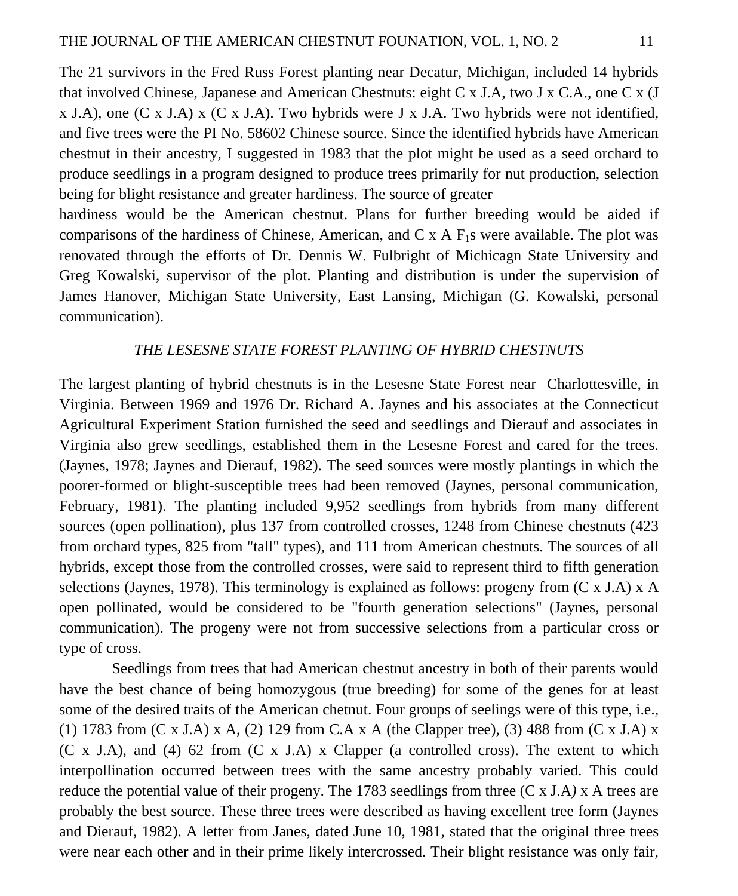The 21 survivors in the Fred Russ Forest planting near Decatur, Michigan, included 14 hybrids that involved Chinese, Japanese and American Chestnuts: eight C x J.A, two J x C.A., one C x (J x J.A), one (C x J.A) x (C x J.A). Two hybrids were J x J.A. Two hybrids were not identified, and five trees were the PI No. 58602 Chinese source. Since the identified hybrids have American chestnut in their ancestry, I suggested in 1983 that the plot might be used as a seed orchard to produce seedlings in a program designed to produce trees primarily for nut production, selection being for blight resistance and greater hardiness. The source of greater hardiness would be the American chestnut. Plans for further breeding would be aided if comparisons of the hardiness of Chinese, American, and C x A $F_1$s were available. The plot was renovated through the efforts of Dr. Dennis W. Fulbright of Michicagn State University and Greg Kowalski, supervisor of the plot. Planting and distribution is under the supervision of James Hanover, Michigan State University, East Lansing, Michigan (G. Kowalski, personal communication).

### *THE LESESNE STATE FOREST PLANTING OF HYBRID CHESTNUTS*

The largest planting of hybrid chestnuts is in the Lesesne State Forest near Charlottesville, in Virginia. Between 1969 and 1976 Dr. Richard A. Jaynes and his associates at the Connecticut Agricultural Experiment Station furnished the seed and seedlings and Dierauf and associates in Virginia also grew seedlings, established them in the Lesesne Forest and cared for the trees. (Jaynes, 1978; Jaynes and Dierauf, 1982). The seed sources were mostly plantings in which the poorer-formed or blight-susceptible trees had been removed (Jaynes, personal communication, February, 1981). The planting included 9,952 seedlings from hybrids from many different sources (open pollination), plus 137 from controlled crosses, 1248 from Chinese chestnuts (423 from orchard types, 825 from "tall" types), and 111 from American chestnuts. The sources of all hybrids, except those from the controlled crosses, were said to represent third to fifth generation selections (Jaynes, 1978). This terminology is explained as follows: progeny from (C x J.A) x A open pollinated, would be considered to be "fourth generation selections" (Jaynes, personal communication). The progeny were not from successive selections from a particular cross or type of cross.

Seedlings from trees that had American chestnut ancestry in both of their parents would have the best chance of being homozygous (true breeding) for some of the genes for at least some of the desired traits of the American chetnut. Four groups of seelings were of this type, i.e., (1) 1783 from (C x J.A) x A, (2) 129 from C.A x A (the Clapper tree), (3) 488 from (C x J.A) x (C x J.A), and (4) 62 from (C x J.A) x Clapper (a controlled cross). The extent to which interpollination occurred between trees with the same ancestry probably varied. This could reduce the potential value of their progeny. The 1783 seedlings from three (C x J.A*)* x A trees are probably the best source. These three trees were described as having excellent tree form (Jaynes and Dierauf, 1982). A letter from Janes, dated June 10, 1981, stated that the original three trees were near each other and in their prime likely intercrossed. Their blight resistance was only fair,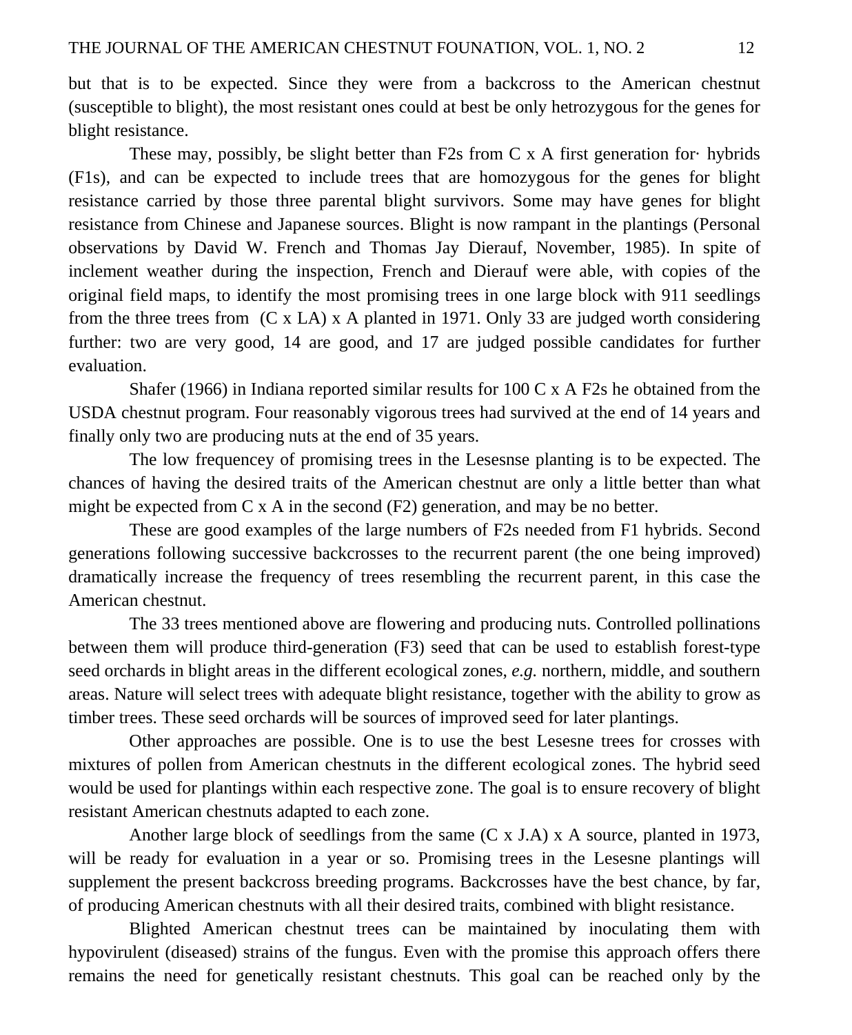but that is to be expected. Since they were from a backcross to the American chestnut (susceptible to blight), the most resistant ones could at best be only hetrozygous for the genes for blight resistance.

These may, possibly, be slight better than F2s from C x A first generation for· hybrids (F1s), and can be expected to include trees that are homozygous for the genes for blight resistance carried by those three parental blight survivors. Some may have genes for blight resistance from Chinese and Japanese sources. Blight is now rampant in the plantings (Personal observations by David W. French and Thomas Jay Dierauf, November, 1985). In spite of inclement weather during the inspection, French and Dierauf were able, with copies of the original field maps, to identify the most promising trees in one large block with 911 seedlings from the three trees from (C x LA) x A planted in 1971. Only 33 are judged worth considering further: two are very good, 14 are good, and 17 are judged possible candidates for further evaluation.

Shafer (1966) in Indiana reported similar results for 100 C x A F2s he obtained from the USDA chestnut program. Four reasonably vigorous trees had survived at the end of 14 years and finally only two are producing nuts at the end of 35 years.

The low frequencey of promising trees in the Lesesnse planting is to be expected. The chances of having the desired traits of the American chestnut are only a little better than what might be expected from C x A in the second (F2) generation, and may be no better.

These are good examples of the large numbers of F2s needed from F1 hybrids. Second generations following successive backcrosses to the recurrent parent (the one being improved) dramatically increase the frequency of trees resembling the recurrent parent, in this case the American chestnut.

The 33 trees mentioned above are flowering and producing nuts. Controlled pollinations between them will produce third-generation (F3) seed that can be used to establish forest-type seed orchards in blight areas in the different ecological zones, *e.g.* northern, middle, and southern areas. Nature will select trees with adequate blight resistance, together with the ability to grow as timber trees. These seed orchards will be sources of improved seed for later plantings.

Other approaches are possible. One is to use the best Lesesne trees for crosses with mixtures of pollen from American chestnuts in the different ecological zones. The hybrid seed would be used for plantings within each respective zone. The goal is to ensure recovery of blight resistant American chestnuts adapted to each zone.

Another large block of seedlings from the same (C x J.A) x A source, planted in 1973, will be ready for evaluation in a year or so. Promising trees in the Lesesne plantings will supplement the present backcross breeding programs. Backcrosses have the best chance, by far, of producing American chestnuts with all their desired traits, combined with blight resistance.

Blighted American chestnut trees can be maintained by inoculating them with hypovirulent (diseased) strains of the fungus. Even with the promise this approach offers there remains the need for genetically resistant chestnuts. This goal can be reached only by the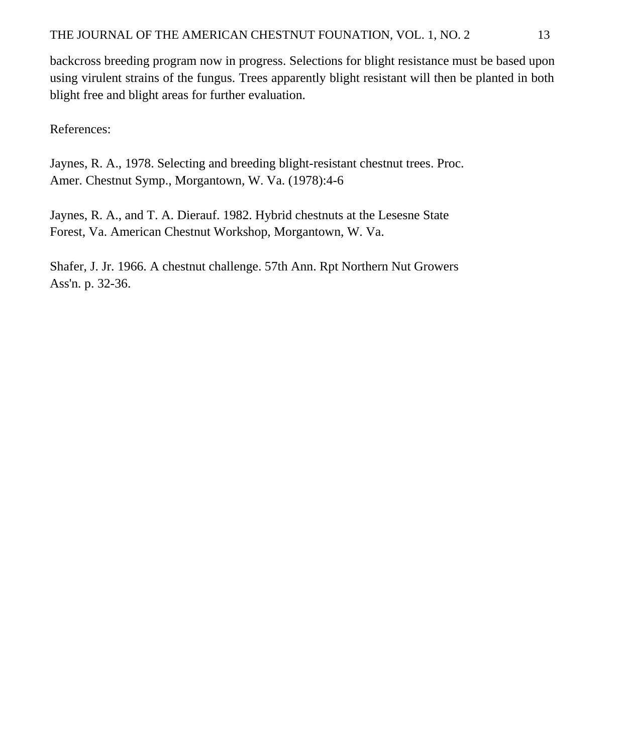backcross breeding program now in progress. Selections for blight resistance must be based upon using virulent strains of the fungus. Trees apparently blight resistant will then be planted in both blight free and blight areas for further evaluation.

References:

Jaynes, R. A., 1978. Selecting and breeding blight-resistant chestnut trees. Proc. Amer. Chestnut Symp., Morgantown, W. Va. (1978):4-6

Jaynes, R. A., and T. A. Dierauf. 1982. Hybrid chestnuts at the Lesesne State Forest, Va. American Chestnut Workshop, Morgantown, W. Va.

Shafer, J. Jr. 1966. A chestnut challenge. 57th Ann. Rpt Northern Nut Growers Ass'n. p. 32-36.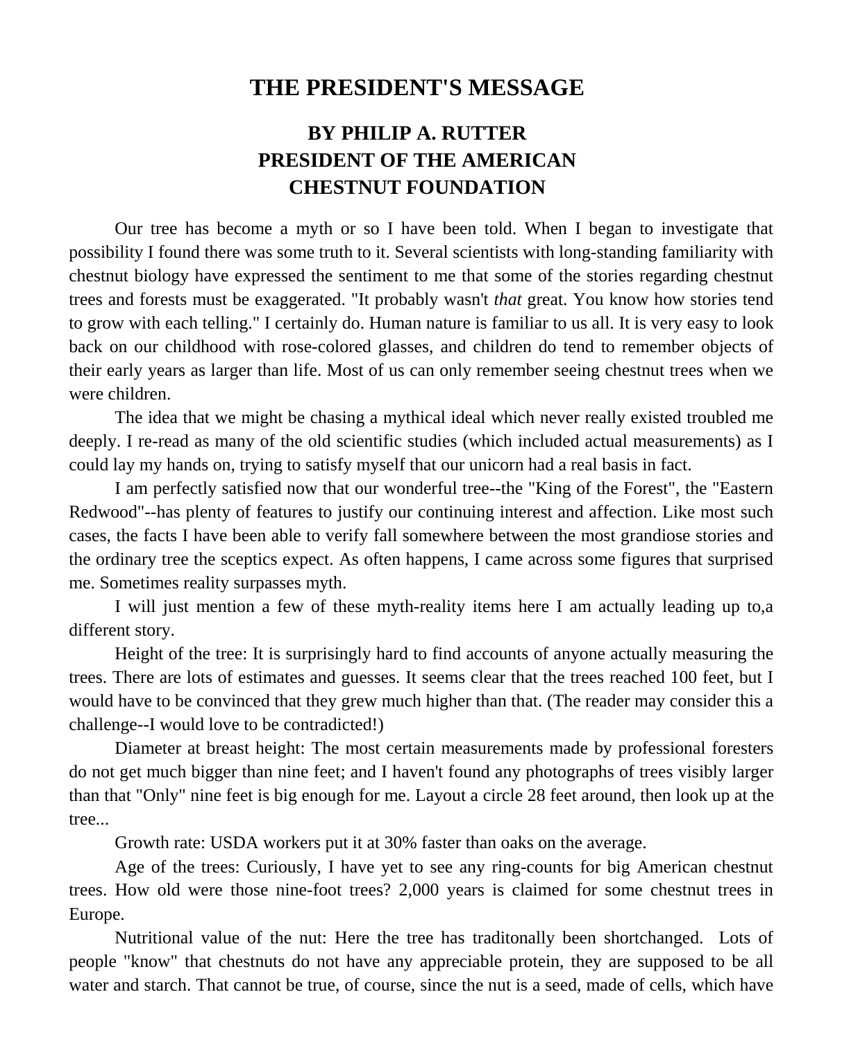# THE PRESIDENT'S MESSAGE

## BY PHILIP A. RUTTER
## PRESIDENT OF THE AMERICAN CHESTNUT FOUNDATION

Our tree has become a myth or so I have been told. When I began to investigate that possibility I found there was some truth to it. Several scientists with long-standing familiarity with chestnut biology have expressed the sentiment to me that some of the stories regarding chestnut trees and forests must be exaggerated. "It probably wasn't *that* great. You know how stories tend to grow with each telling." I certainly do. Human nature is familiar to us all. It is very easy to look back on our childhood with rose-colored glasses, and children do tend to remember objects of their early years as larger than life. Most of us can only remember seeing chestnut trees when we were children.

The idea that we might be chasing a mythical ideal which never really existed troubled me deeply. I re-read as many of the old scientific studies (which included actual measurements) as I could lay my hands on, trying to satisfy myself that our unicorn had a real basis in fact.

I am perfectly satisfied now that our wonderful tree--the "King of the Forest", the "Eastern Redwood"--has plenty of features to justify our continuing interest and affection. Like most such cases, the facts I have been able to verify fall somewhere between the most grandiose stories and the ordinary tree the sceptics expect. As often happens, I came across some figures that surprised me. Sometimes reality surpasses myth.

I will just mention a few of these myth-reality items here I am actually leading up to,a different story.

Height of the tree: It is surprisingly hard to find accounts of anyone actually measuring the trees. There are lots of estimates and guesses. It seems clear that the trees reached 100 feet, but I would have to be convinced that they grew much higher than that. (The reader may consider this a challenge--I would love to be contradicted!)

Diameter at breast height: The most certain measurements made by professional foresters do not get much bigger than nine feet; and I haven't found any photographs of trees visibly larger than that "Only" nine feet is big enough for me. Layout a circle 28 feet around, then look up at the tree...

Growth rate: USDA workers put it at 30% faster than oaks on the average.

Age of the trees: Curiously, I have yet to see any ring-counts for big American chestnut trees. How old were those nine-foot trees? 2,000 years is claimed for some chestnut trees in Europe.

Nutritional value of the nut: Here the tree has traditonally been shortchanged. Lots of people "know" that chestnuts do not have any appreciable protein, they are supposed to be all water and starch. That cannot be true, of course, since the nut is a seed, made of cells, which have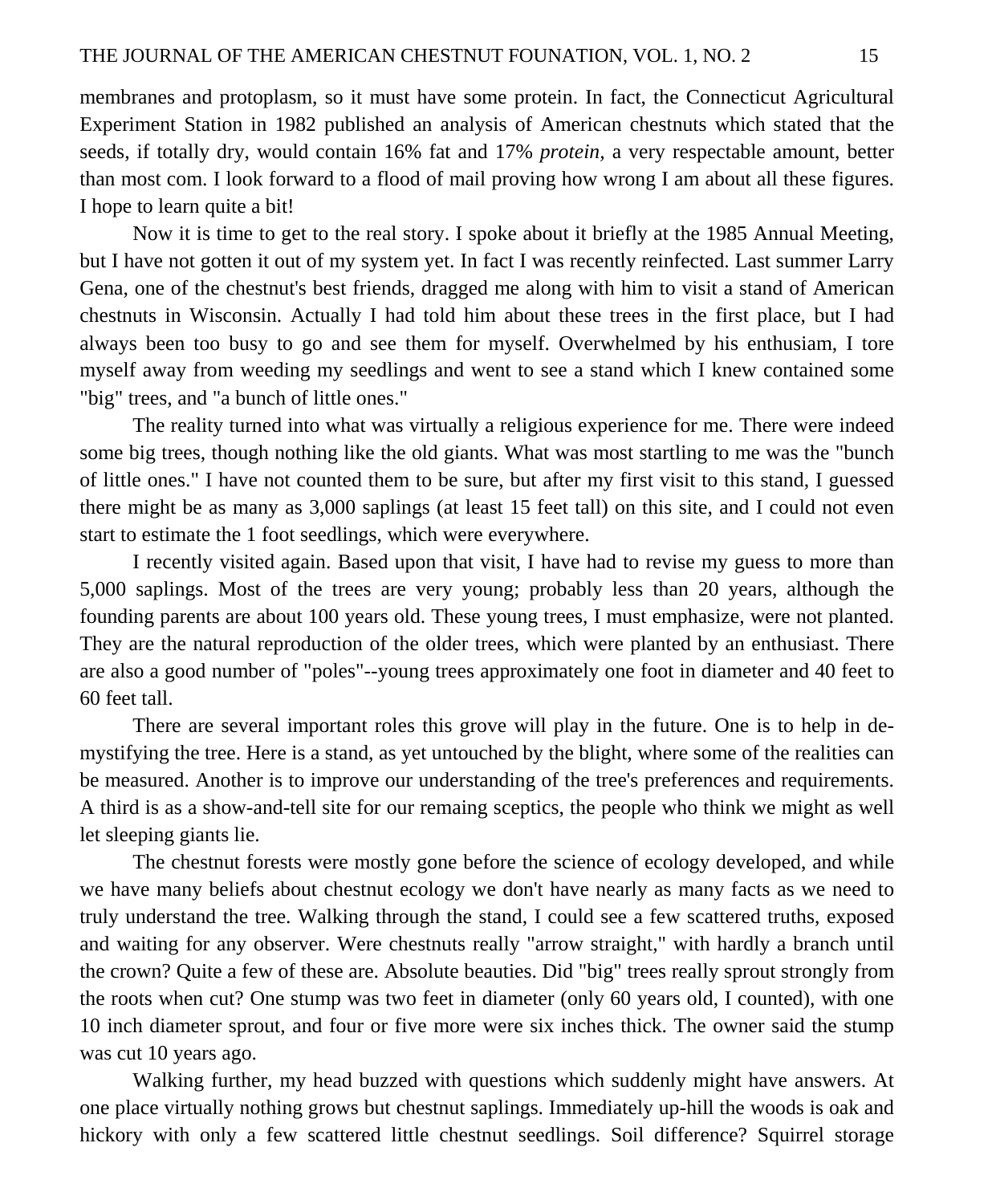membranes and protoplasm, so it must have some protein. In fact, the Connecticut Agricultural Experiment Station in 1982 published an analysis of American chestnuts which stated that the seeds, if totally dry, would contain 16% fat and 17% *protein,* a very respectable amount, better than most com. I look forward to a flood of mail proving how wrong I am about all these figures. I hope to learn quite a bit!

Now it is time to get to the real story. I spoke about it briefly at the 1985 Annual Meeting, but I have not gotten it out of my system yet. In fact I was recently reinfected. Last summer Larry Gena, one of the chestnut's best friends, dragged me along with him to visit a stand of American chestnuts in Wisconsin. Actually I had told him about these trees in the first place, but I had always been too busy to go and see them for myself. Overwhelmed by his enthusiam, I tore myself away from weeding my seedlings and went to see a stand which I knew contained some "big" trees, and "a bunch of little ones."

The reality turned into what was virtually a religious experience for me. There were indeed some big trees, though nothing like the old giants. What was most startling to me was the "bunch of little ones." I have not counted them to be sure, but after my first visit to this stand, I guessed there might be as many as 3,000 saplings (at least 15 feet tall) on this site, and I could not even start to estimate the 1 foot seedlings, which were everywhere.

I recently visited again. Based upon that visit, I have had to revise my guess to more than 5,000 saplings. Most of the trees are very young; probably less than 20 years, although the founding parents are about 100 years old. These young trees, I must emphasize, were not planted. They are the natural reproduction of the older trees, which were planted by an enthusiast. There are also a good number of "poles"--young trees approximately one foot in diameter and 40 feet to 60 feet tall.

There are several important roles this grove will play in the future. One is to help in demystifying the tree. Here is a stand, as yet untouched by the blight, where some of the realities can be measured. Another is to improve our understanding of the tree's preferences and requirements. A third is as a show-and-tell site for our remaing sceptics, the people who think we might as well let sleeping giants lie.

The chestnut forests were mostly gone before the science of ecology developed, and while we have many beliefs about chestnut ecology we don't have nearly as many facts as we need to truly understand the tree. Walking through the stand, I could see a few scattered truths, exposed and waiting for any observer. Were chestnuts really "arrow straight," with hardly a branch until the crown? Quite a few of these are. Absolute beauties. Did "big" trees really sprout strongly from the roots when cut? One stump was two feet in diameter (only 60 years old, I counted), with one 10 inch diameter sprout, and four or five more were six inches thick. The owner said the stump was cut 10 years ago.

Walking further, my head buzzed with questions which suddenly might have answers. At one place virtually nothing grows but chestnut saplings. Immediately up-hill the woods is oak and hickory with only a few scattered little chestnut seedlings. Soil difference? Squirrel storage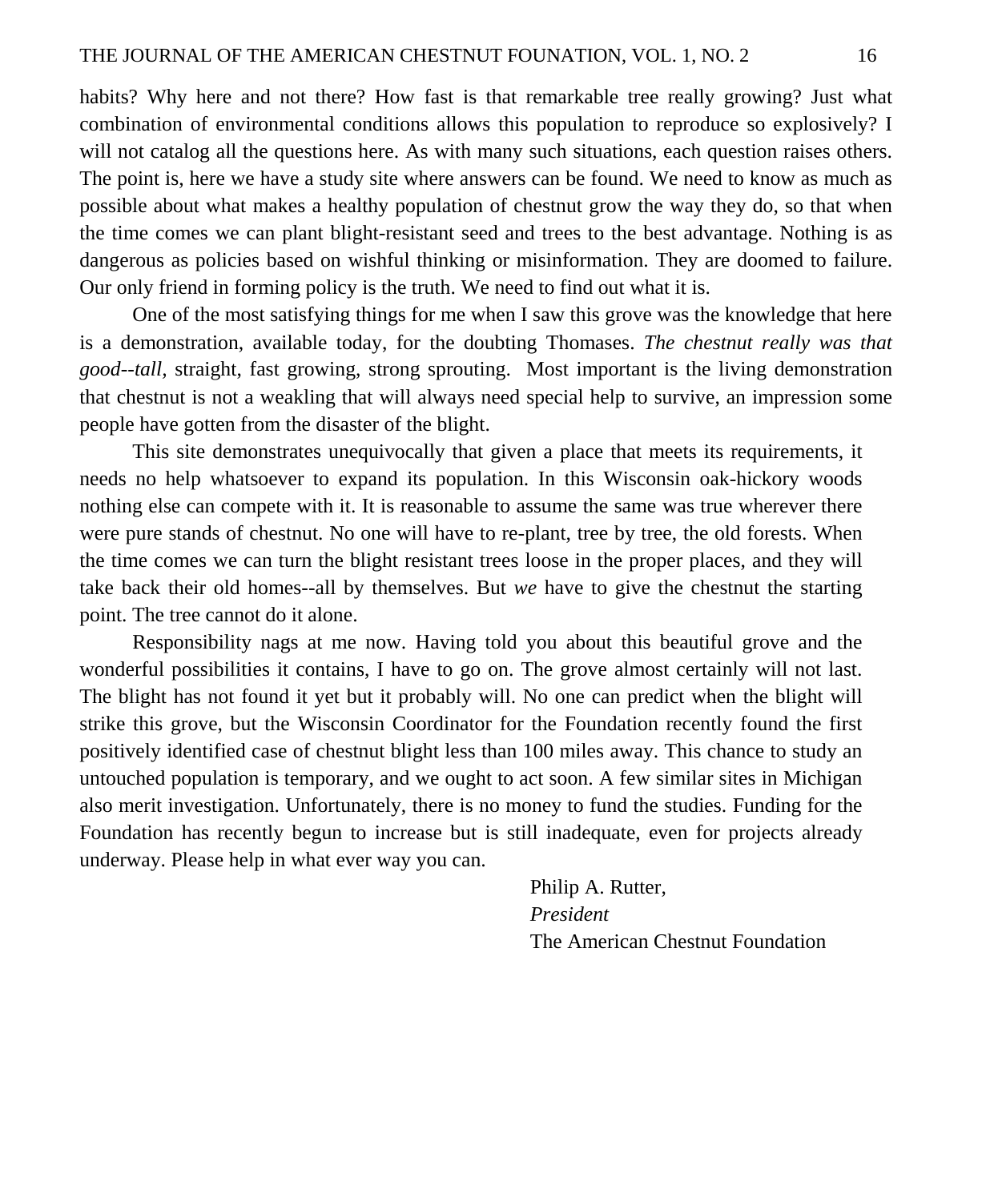habits? Why here and not there? How fast is that remarkable tree really growing? Just what combination of environmental conditions allows this population to reproduce so explosively? I will not catalog all the questions here. As with many such situations, each question raises others. The point is, here we have a study site where answers can be found. We need to know as much as possible about what makes a healthy population of chestnut grow the way they do, so that when the time comes we can plant blight-resistant seed and trees to the best advantage. Nothing is as dangerous as policies based on wishful thinking or misinformation. They are doomed to failure. Our only friend in forming policy is the truth. We need to find out what it is.

One of the most satisfying things for me when I saw this grove was the knowledge that here is a demonstration, available today, for the doubting Thomases. *The chestnut really was that good--tall,* straight, fast growing, strong sprouting. Most important is the living demonstration that chestnut is not a weakling that will always need special help to survive, an impression some people have gotten from the disaster of the blight.

This site demonstrates unequivocally that given a place that meets its requirements, it needs no help whatsoever to expand its population. In this Wisconsin oak-hickory woods nothing else can compete with it. It is reasonable to assume the same was true wherever there were pure stands of chestnut. No one will have to re-plant, tree by tree, the old forests. When the time comes we can turn the blight resistant trees loose in the proper places, and they will take back their old homes--all by themselves. But *we* have to give the chestnut the starting point. The tree cannot do it alone.

Responsibility nags at me now. Having told you about this beautiful grove and the wonderful possibilities it contains, I have to go on. The grove almost certainly will not last. The blight has not found it yet but it probably will. No one can predict when the blight will strike this grove, but the Wisconsin Coordinator for the Foundation recently found the first positively identified case of chestnut blight less than 100 miles away. This chance to study an untouched population is temporary, and we ought to act soon. A few similar sites in Michigan also merit investigation. Unfortunately, there is no money to fund the studies. Funding for the Foundation has recently begun to increase but is still inadequate, even for projects already underway. Please help in what ever way you can.

Philip A. Rutter,  
*President*  
The American Chestnut Foundation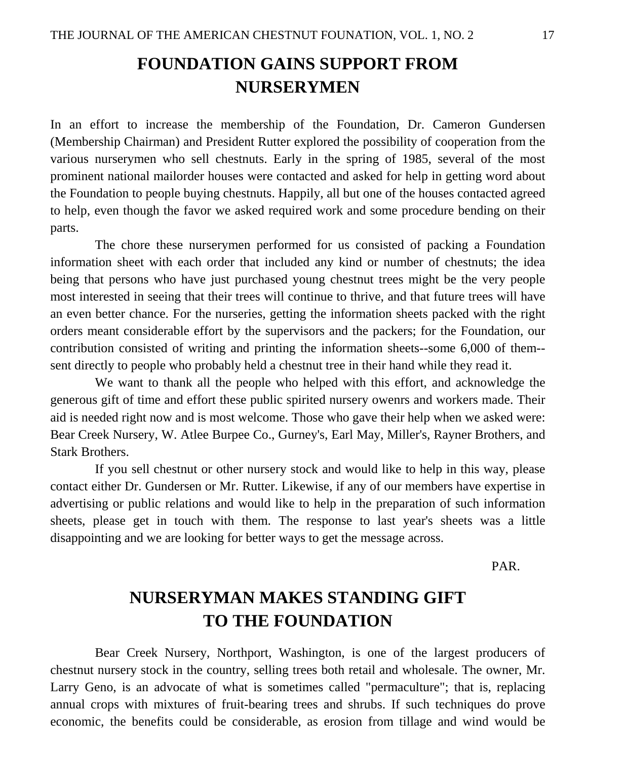# FOUNDATION GAINS SUPPORT FROM NURSERYMEN

In an effort to increase the membership of the Foundation, Dr. Cameron Gundersen (Membership Chairman) and President Rutter explored the possibility of cooperation from the various nurserymen who sell chestnuts. Early in the spring of 1985, several of the most prominent national mailorder houses were contacted and asked for help in getting word about the Foundation to people buying chestnuts. Happily, all but one of the houses contacted agreed to help, even though the favor we asked required work and some procedure bending on their parts.

The chore these nurserymen performed for us consisted of packing a Foundation information sheet with each order that included any kind or number of chestnuts; the idea being that persons who have just purchased young chestnut trees might be the very people most interested in seeing that their trees will continue to thrive, and that future trees will have an even better chance. For the nurseries, getting the information sheets packed with the right orders meant considerable effort by the supervisors and the packers; for the Foundation, our contribution consisted of writing and printing the information sheets--some 6,000 of them--sent directly to people who probably held a chestnut tree in their hand while they read it.

We want to thank all the people who helped with this effort, and acknowledge the generous gift of time and effort these public spirited nursery owenrs and workers made. Their aid is needed right now and is most welcome. Those who gave their help when we asked were: Bear Creek Nursery, W. Atlee Burpee Co., Gurney's, Earl May, Miller's, Rayner Brothers, and Stark Brothers.

If you sell chestnut or other nursery stock and would like to help in this way, please contact either Dr. Gundersen or Mr. Rutter. Likewise, if any of our members have expertise in advertising or public relations and would like to help in the preparation of such information sheets, please get in touch with them. The response to last year's sheets was a little disappointing and we are looking for better ways to get the message across.

PAR.

# NURSERYMAN MAKES STANDING GIFT TO THE FOUNDATION

Bear Creek Nursery, Northport, Washington, is one of the largest producers of chestnut nursery stock in the country, selling trees both retail and wholesale. The owner, Mr. Larry Geno, is an advocate of what is sometimes called "permaculture"; that is, replacing annual crops with mixtures of fruit-bearing trees and shrubs. If such techniques do prove economic, the benefits could be considerable, as erosion from tillage and wind would be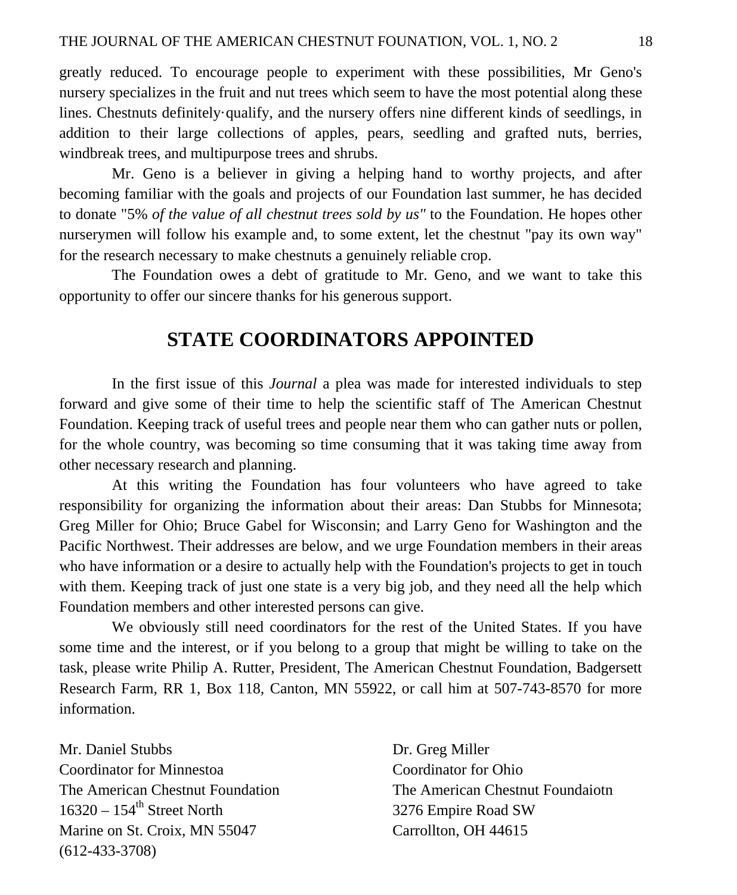greatly reduced. To encourage people to experiment with these possibilities, Mr Geno's nursery specializes in the fruit and nut trees which seem to have the most potential along these lines. Chestnuts definitely·qualify, and the nursery offers nine different kinds of seedlings, in addition to their large collections of apples, pears, seedling and grafted nuts, berries, windbreak trees, and multipurpose trees and shrubs.

Mr. Geno is a believer in giving a helping hand to worthy projects, and after becoming familiar with the goals and projects of our Foundation last summer, he has decided to donate "5% *of the value of all chestnut trees sold by us"* to the Foundation. He hopes other nurserymen will follow his example and, to some extent, let the chestnut "pay its own way" for the research necessary to make chestnuts a genuinely reliable crop.

The Foundation owes a debt of gratitude to Mr. Geno, and we want to take this opportunity to offer our sincere thanks for his generous support.

## STATE COORDINATORS APPOINTED

In the first issue of this *Journal* a plea was made for interested individuals to step forward and give some of their time to help the scientific staff of The American Chestnut Foundation. Keeping track of useful trees and people near them who can gather nuts or pollen, for the whole country, was becoming so time consuming that it was taking time away from other necessary research and planning.

At this writing the Foundation has four volunteers who have agreed to take responsibility for organizing the information about their areas: Dan Stubbs for Minnesota; Greg Miller for Ohio; Bruce Gabel for Wisconsin; and Larry Geno for Washington and the Pacific Northwest. Their addresses are below, and we urge Foundation members in their areas who have information or a desire to actually help with the Foundation's projects to get in touch with them. Keeping track of just one state is a very big job, and they need all the help which Foundation members and other interested persons can give.

We obviously still need coordinators for the rest of the United States. If you have some time and the interest, or if you belong to a group that might be willing to take on the task, please write Philip A. Rutter, President, The American Chestnut Foundation, Badgersett Research Farm, RR 1, Box 118, Canton, MN 55922, or call him at 507-743-8570 for more information.

Mr. Daniel Stubbs
Coordinator for Minnestoa
The American Chestnut Foundation
16320 – 154th Street North
Marine on St. Croix, MN 55047
(612-433-3708)

Dr. Greg Miller
Coordinator for Ohio
The American Chestnut Foundaiotn
3276 Empire Road SW
Carrollton, OH 44615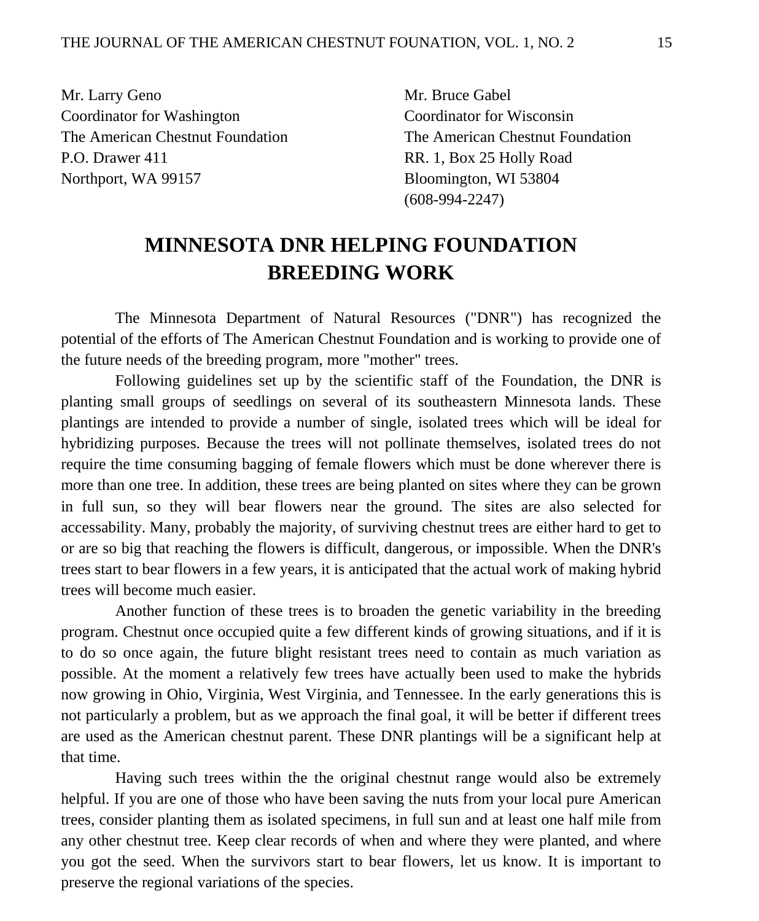Mr. Larry Geno
Coordinator for Washington
The American Chestnut Foundation
P.O. Drawer 411
Northport, WA 99157

Mr. Bruce Gabel
Coordinator for Wisconsin
The American Chestnut Foundation
RR. 1, Box 25 Holly Road
Bloomington, WI 53804
(608-994-2247)

## MINNESOTA DNR HELPING FOUNDATION BREEDING WORK

The Minnesota Department of Natural Resources ("DNR") has recognized the potential of the efforts of The American Chestnut Foundation and is working to provide one of the future needs of the breeding program, more "mother" trees.

Following guidelines set up by the scientific staff of the Foundation, the DNR is planting small groups of seedlings on several of its southeastern Minnesota lands. These plantings are intended to provide a number of single, isolated trees which will be ideal for hybridizing purposes. Because the trees will not pollinate themselves, isolated trees do not require the time consuming bagging of female flowers which must be done wherever there is more than one tree. In addition, these trees are being planted on sites where they can be grown in full sun, so they will bear flowers near the ground. The sites are also selected for accessability. Many, probably the majority, of surviving chestnut trees are either hard to get to or are so big that reaching the flowers is difficult, dangerous, or impossible. When the DNR's trees start to bear flowers in a few years, it is anticipated that the actual work of making hybrid trees will become much easier.

Another function of these trees is to broaden the genetic variability in the breeding program. Chestnut once occupied quite a few different kinds of growing situations, and if it is to do so once again, the future blight resistant trees need to contain as much variation as possible. At the moment a relatively few trees have actually been used to make the hybrids now growing in Ohio, Virginia, West Virginia, and Tennessee. In the early generations this is not particularly a problem, but as we approach the final goal, it will be better if different trees are used as the American chestnut parent. These DNR plantings will be a significant help at that time.

Having such trees within the the original chestnut range would also be extremely helpful. If you are one of those who have been saving the nuts from your local pure American trees, consider planting them as isolated specimens, in full sun and at least one half mile from any other chestnut tree. Keep clear records of when and where they were planted, and where you got the seed. When the survivors start to bear flowers, let us know. It is important to preserve the regional variations of the species.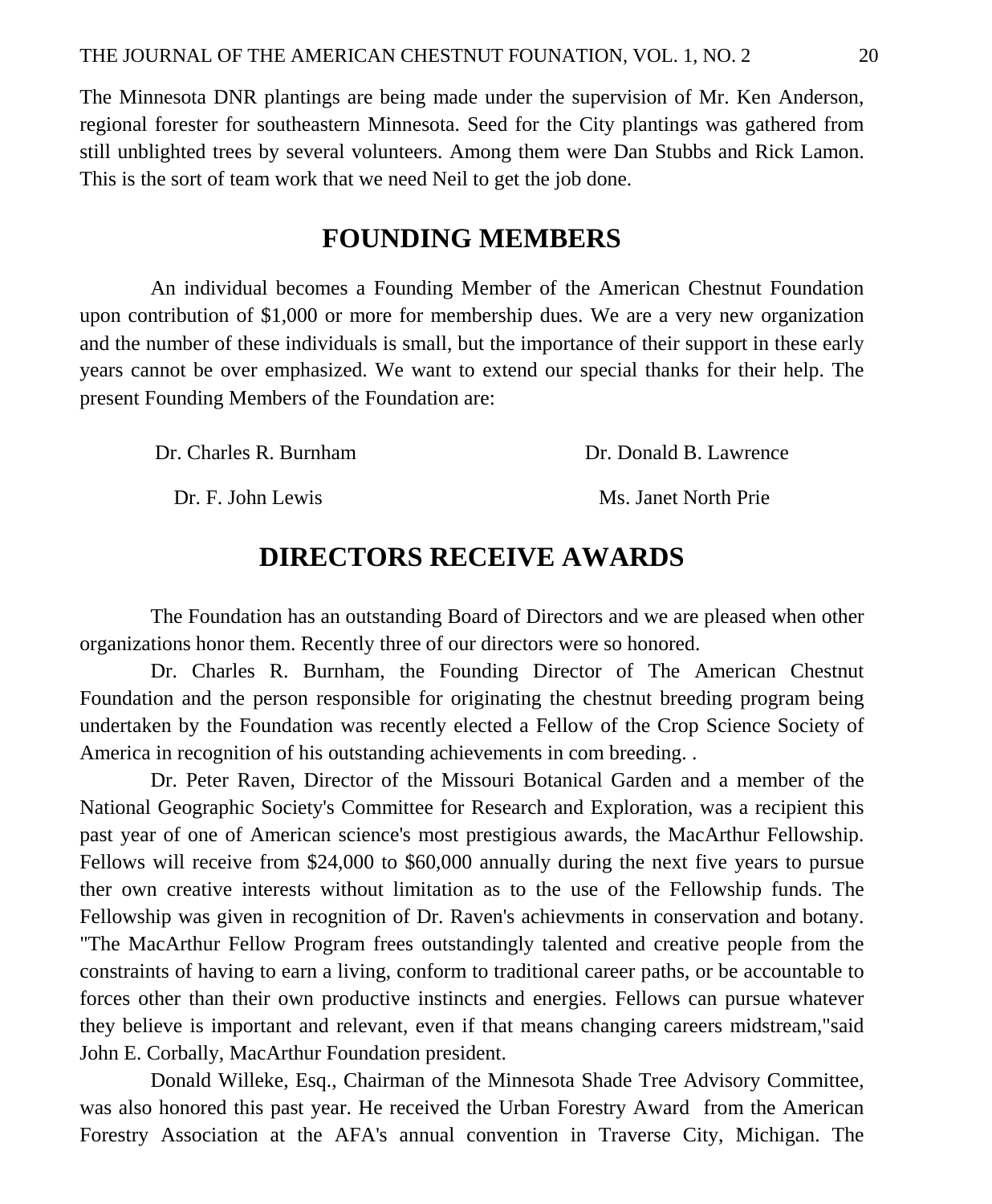The Minnesota DNR plantings are being made under the supervision of Mr. Ken Anderson, regional forester for southeastern Minnesota. Seed for the City plantings was gathered from still unblighted trees by several volunteers. Among them were Dan Stubbs and Rick Lamon. This is the sort of team work that we need Neil to get the job done.

## FOUNDING MEMBERS

An individual becomes a Founding Member of the American Chestnut Foundation upon contribution of $1,000 or more for membership dues. We are a very new organization and the number of these individuals is small, but the importance of their support in these early years cannot be over emphasized. We want to extend our special thanks for their help. The present Founding Members of the Foundation are:

Dr. Charles R. Burnham

Dr. Donald B. Lawrence

Dr. F. John Lewis

Ms. Janet North Prie

## DIRECTORS RECEIVE AWARDS

The Foundation has an outstanding Board of Directors and we are pleased when other organizations honor them. Recently three of our directors were so honored.

Dr. Charles R. Burnham, the Founding Director of The American Chestnut Foundation and the person responsible for originating the chestnut breeding program being undertaken by the Foundation was recently elected a Fellow of the Crop Science Society of America in recognition of his outstanding achievements in com breeding. .

Dr. Peter Raven, Director of the Missouri Botanical Garden and a member of the National Geographic Society's Committee for Research and Exploration, was a recipient this past year of one of American science's most prestigious awards, the MacArthur Fellowship. Fellows will receive from $24,000 to $60,000 annually during the next five years to pursue ther own creative interests without limitation as to the use of the Fellowship funds. The Fellowship was given in recognition of Dr. Raven's achievments in conservation and botany. "The MacArthur Fellow Program frees outstandingly talented and creative people from the constraints of having to earn a living, conform to traditional career paths, or be accountable to forces other than their own productive instincts and energies. Fellows can pursue whatever they believe is important and relevant, even if that means changing careers midstream,"said John E. Corbally, MacArthur Foundation president.

Donald Willeke, Esq., Chairman of the Minnesota Shade Tree Advisory Committee, was also honored this past year. He received the Urban Forestry Award from the American Forestry Association at the AFA's annual convention in Traverse City, Michigan. The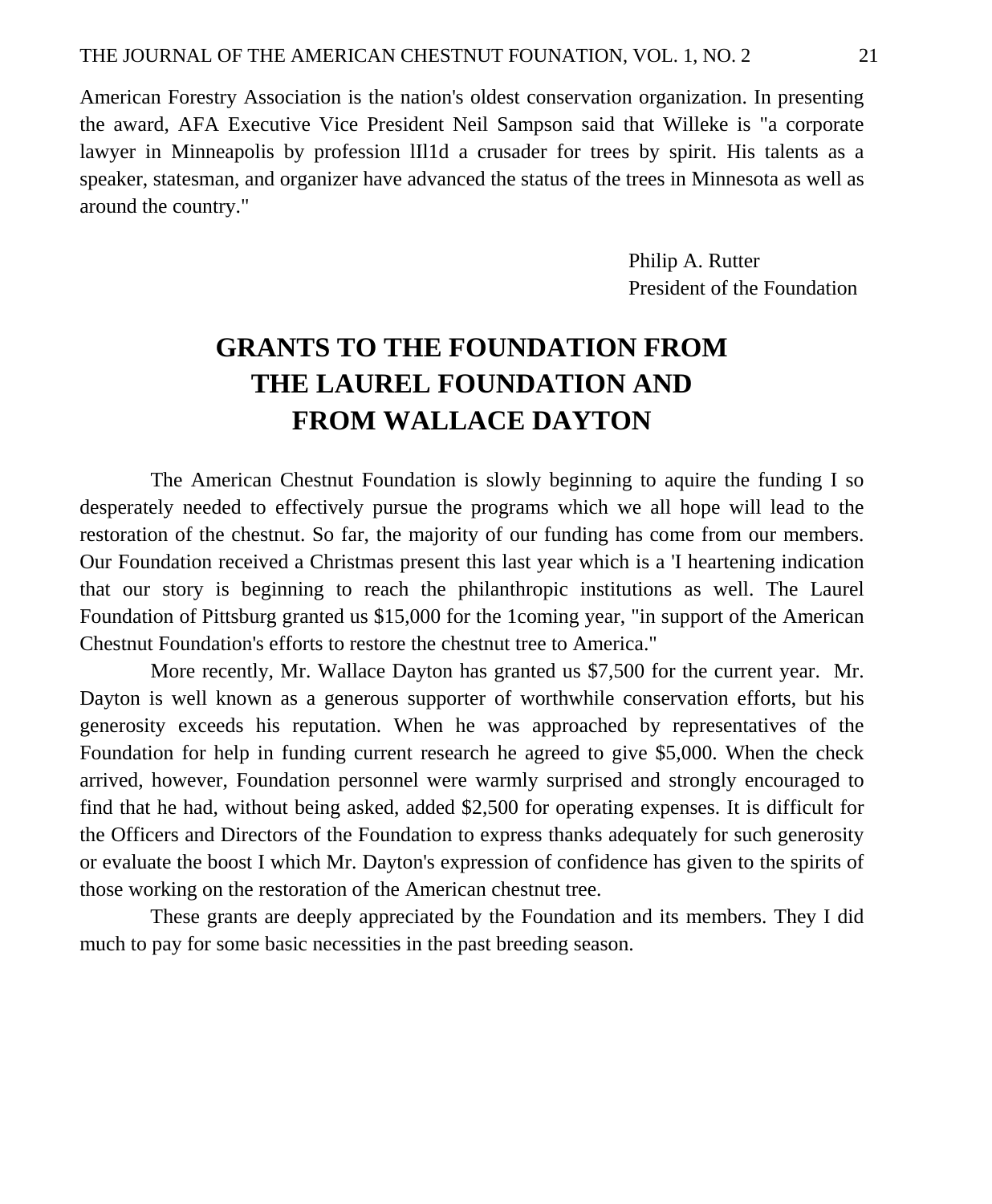American Forestry Association is the nation's oldest conservation organization. In presenting the award, AFA Executive Vice President Neil Sampson said that Willeke is "a corporate lawyer in Minneapolis by profession lIl1d a crusader for trees by spirit. His talents as a speaker, statesman, and organizer have advanced the status of the trees in Minnesota as well as around the country."

Philip A. Rutter
President of the Foundation

# GRANTS TO THE FOUNDATION FROM THE LAUREL FOUNDATION AND FROM WALLACE DAYTON

The American Chestnut Foundation is slowly beginning to aquire the funding I so desperately needed to effectively pursue the programs which we all hope will lead to the restoration of the chestnut. So far, the majority of our funding has come from our members. Our Foundation received a Christmas present this last year which is a 'I heartening indication that our story is beginning to reach the philanthropic institutions as well. The Laurel Foundation of Pittsburg granted us $15,000 for the 1coming year, "in support of the American Chestnut Foundation's efforts to restore the chestnut tree to America."

More recently, Mr. Wallace Dayton has granted us $7,500 for the current year. Mr. Dayton is well known as a generous supporter of worthwhile conservation efforts, but his generosity exceeds his reputation. When he was approached by representatives of the Foundation for help in funding current research he agreed to give $5,000. When the check arrived, however, Foundation personnel were warmly surprised and strongly encouraged to find that he had, without being asked, added $2,500 for operating expenses. It is difficult for the Officers and Directors of the Foundation to express thanks adequately for such generosity or evaluate the boost I which Mr. Dayton's expression of confidence has given to the spirits of those working on the restoration of the American chestnut tree.

These grants are deeply appreciated by the Foundation and its members. They I did much to pay for some basic necessities in the past breeding season.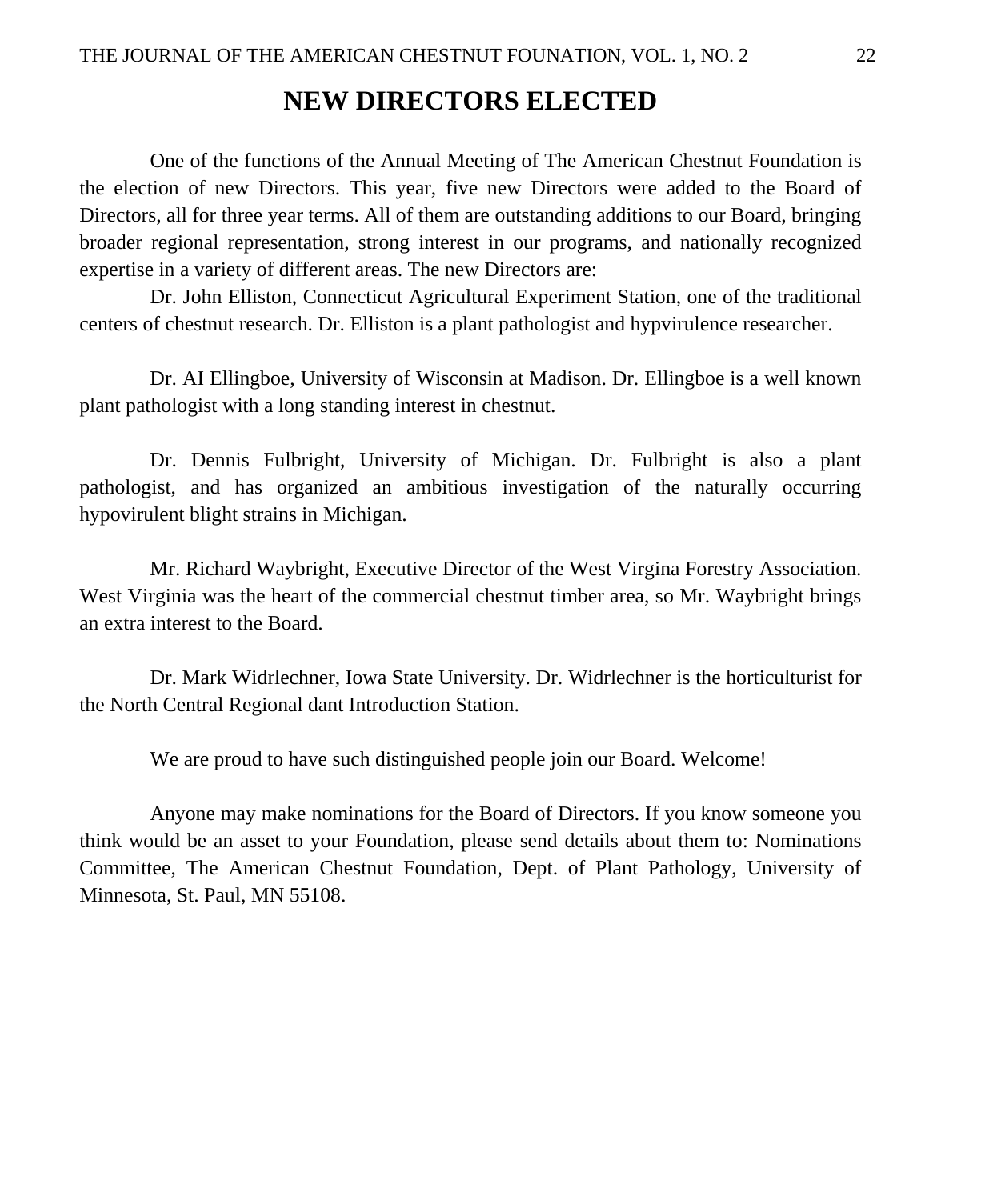# NEW DIRECTORS ELECTED

One of the functions of the Annual Meeting of The American Chestnut Foundation is the election of new Directors. This year, five new Directors were added to the Board of Directors, all for three year terms. All of them are outstanding additions to our Board, bringing broader regional representation, strong interest in our programs, and nationally recognized expertise in a variety of different areas. The new Directors are:

Dr. John Elliston, Connecticut Agricultural Experiment Station, one of the traditional centers of chestnut research. Dr. Elliston is a plant pathologist and hypvirulence researcher.

Dr. AI Ellingboe, University of Wisconsin at Madison. Dr. Ellingboe is a well known plant pathologist with a long standing interest in chestnut.

Dr. Dennis Fulbright, University of Michigan. Dr. Fulbright is also a plant pathologist, and has organized an ambitious investigation of the naturally occurring hypovirulent blight strains in Michigan.

Mr. Richard Waybright, Executive Director of the West Virgina Forestry Association. West Virginia was the heart of the commercial chestnut timber area, so Mr. Waybright brings an extra interest to the Board.

Dr. Mark Widrlechner, Iowa State University. Dr. Widrlechner is the horticulturist for the North Central Regional dant Introduction Station.

We are proud to have such distinguished people join our Board. Welcome!

Anyone may make nominations for the Board of Directors. If you know someone you think would be an asset to your Foundation, please send details about them to: Nominations Committee, The American Chestnut Foundation, Dept. of Plant Pathology, University of Minnesota, St. Paul, MN 55108.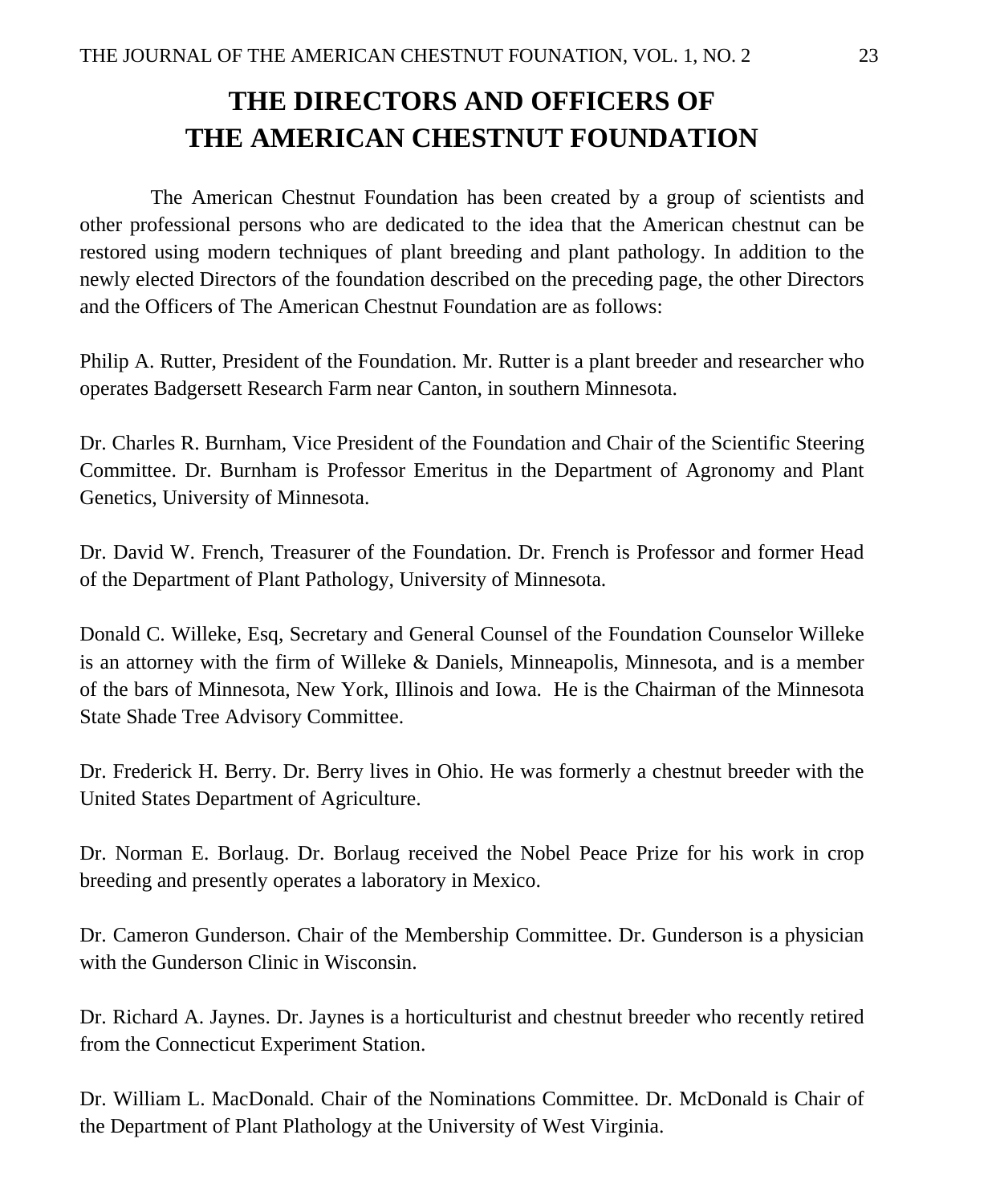# THE DIRECTORS AND OFFICERS OF THE AMERICAN CHESTNUT FOUNDATION

The American Chestnut Foundation has been created by a group of scientists and other professional persons who are dedicated to the idea that the American chestnut can be restored using modern techniques of plant breeding and plant pathology. In addition to the newly elected Directors of the foundation described on the preceding page, the other Directors and the Officers of The American Chestnut Foundation are as follows:

Philip A. Rutter, President of the Foundation. Mr. Rutter is a plant breeder and researcher who operates Badgersett Research Farm near Canton, in southern Minnesota.

Dr. Charles R. Burnham, Vice President of the Foundation and Chair of the Scientific Steering Committee. Dr. Burnham is Professor Emeritus in the Department of Agronomy and Plant Genetics, University of Minnesota.

Dr. David W. French, Treasurer of the Foundation. Dr. French is Professor and former Head of the Department of Plant Pathology, University of Minnesota.

Donald C. Willeke, Esq, Secretary and General Counsel of the Foundation Counselor Willeke is an attorney with the firm of Willeke & Daniels, Minneapolis, Minnesota, and is a member of the bars of Minnesota, New York, Illinois and Iowa. He is the Chairman of the Minnesota State Shade Tree Advisory Committee.

Dr. Frederick H. Berry. Dr. Berry lives in Ohio. He was formerly a chestnut breeder with the United States Department of Agriculture.

Dr. Norman E. Borlaug. Dr. Borlaug received the Nobel Peace Prize for his work in crop breeding and presently operates a laboratory in Mexico.

Dr. Cameron Gunderson. Chair of the Membership Committee. Dr. Gunderson is a physician with the Gunderson Clinic in Wisconsin.

Dr. Richard A. Jaynes. Dr. Jaynes is a horticulturist and chestnut breeder who recently retired from the Connecticut Experiment Station.

Dr. William L. MacDonald. Chair of the Nominations Committee. Dr. McDonald is Chair of the Department of Plant Plathology at the University of West Virginia.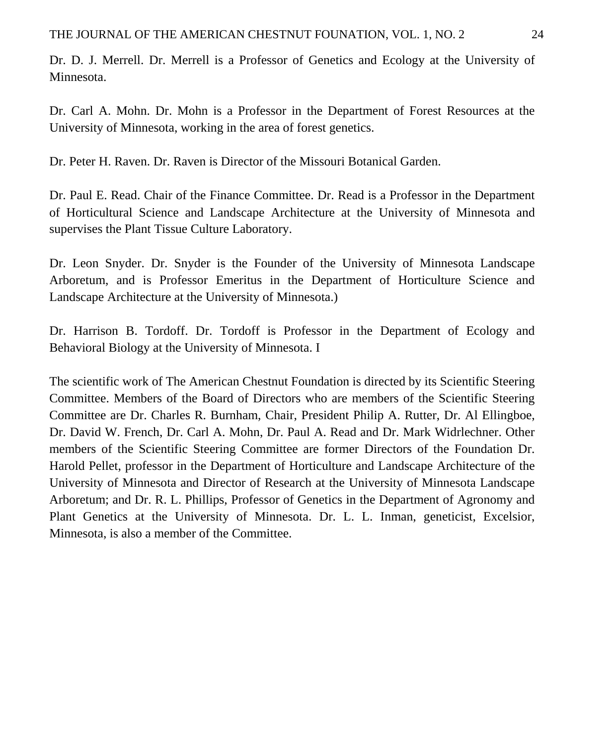Dr. D. J. Merrell. Dr. Merrell is a Professor of Genetics and Ecology at the University of Minnesota.

Dr. Carl A. Mohn. Dr. Mohn is a Professor in the Department of Forest Resources at the University of Minnesota, working in the area of forest genetics.

Dr. Peter H. Raven. Dr. Raven is Director of the Missouri Botanical Garden.

Dr. Paul E. Read. Chair of the Finance Committee. Dr. Read is a Professor in the Department of Horticultural Science and Landscape Architecture at the University of Minnesota and supervises the Plant Tissue Culture Laboratory.

Dr. Leon Snyder. Dr. Snyder is the Founder of the University of Minnesota Landscape Arboretum, and is Professor Emeritus in the Department of Horticulture Science and Landscape Architecture at the University of Minnesota.)

Dr. Harrison B. Tordoff. Dr. Tordoff is Professor in the Department of Ecology and Behavioral Biology at the University of Minnesota. I

The scientific work of The American Chestnut Foundation is directed by its Scientific Steering Committee. Members of the Board of Directors who are members of the Scientific Steering Committee are Dr. Charles R. Burnham, Chair, President Philip A. Rutter, Dr. Al Ellingboe, Dr. David W. French, Dr. Carl A. Mohn, Dr. Paul A. Read and Dr. Mark Widrlechner. Other members of the Scientific Steering Committee are former Directors of the Foundation Dr. Harold Pellet, professor in the Department of Horticulture and Landscape Architecture of the University of Minnesota and Director of Research at the University of Minnesota Landscape Arboretum; and Dr. R. L. Phillips, Professor of Genetics in the Department of Agronomy and Plant Genetics at the University of Minnesota. Dr. L. L. Inman, geneticist, Excelsior, Minnesota, is also a member of the Committee.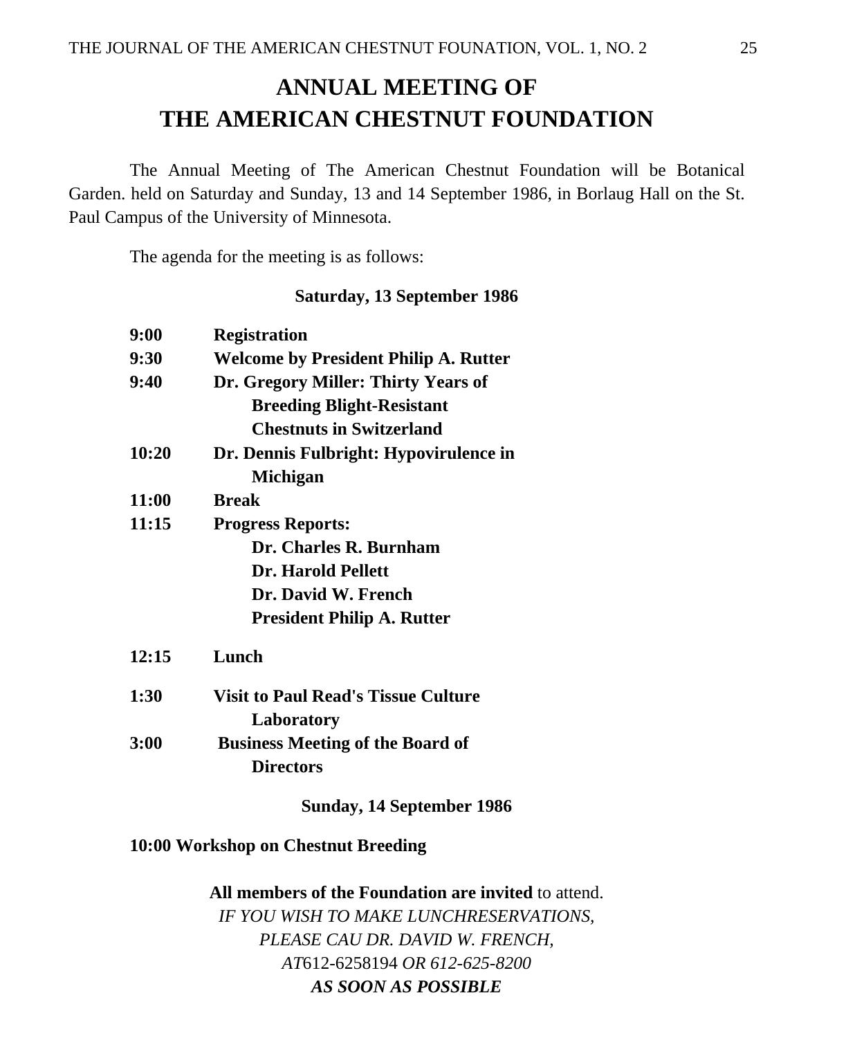# ANNUAL MEETING OF THE AMERICAN CHESTNUT FOUNDATION

The Annual Meeting of The American Chestnut Foundation will be Botanical Garden. held on Saturday and Sunday, 13 and 14 September 1986, in Borlaug Hall on the St. Paul Campus of the University of Minnesota.

The agenda for the meeting is as follows:

**Saturday, 13 September 1986**

**9:00** **Registration**
**9:30** **Welcome by President Philip A. Rutter**
**9:40** **Dr. Gregory Miller: Thirty Years of Breeding Blight-Resistant Chestnuts in Switzerland**
**10:20** **Dr. Dennis Fulbright: Hypovirulence in Michigan**
**11:00** **Break**
**11:15** **Progress Reports:**
**Dr. Charles R. Burnham**
**Dr. Harold Pellett**
**Dr. David W. French**
**President Philip A. Rutter**

**12:15** **Lunch**

**1:30** **Visit to Paul Read's Tissue Culture Laboratory**
**3:00** **Business Meeting of the Board of Directors**

**Sunday, 14 September 1986**

**10:00 Workshop on Chestnut Breeding**

**All members of the Foundation are invited** to attend.
*IF YOU WISH TO MAKE LUNCHRESERVATIONS, PLEASE CAU DR. DAVID W. FRENCH, AT*612-6258194 *OR 612-625-8200*
***AS SOON AS POSSIBLE***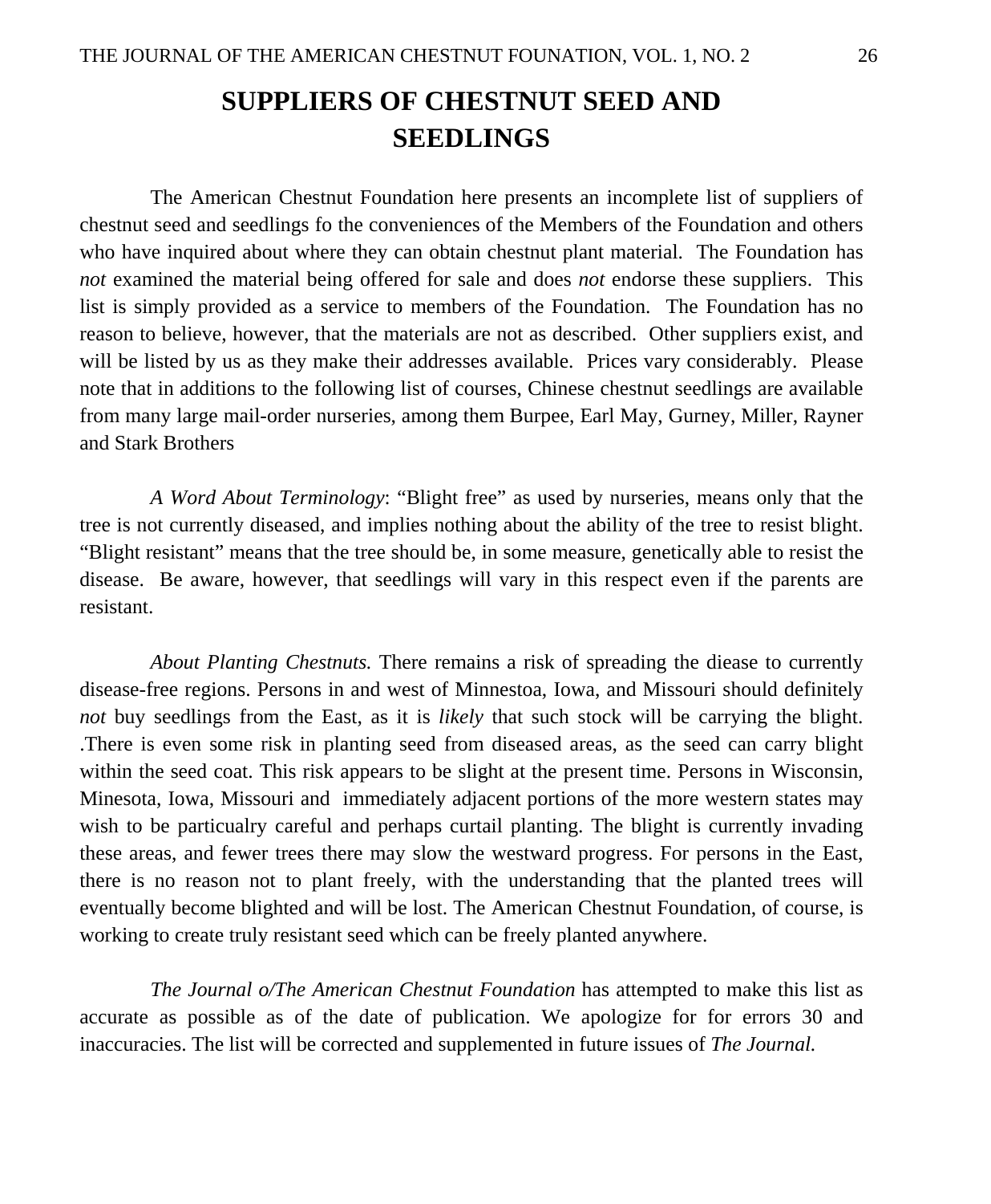# SUPPLIERS OF CHESTNUT SEED AND SEEDLINGS

The American Chestnut Foundation here presents an incomplete list of suppliers of chestnut seed and seedlings fo the conveniences of the Members of the Foundation and others who have inquired about where they can obtain chestnut plant material. The Foundation has *not* examined the material being offered for sale and does *not* endorse these suppliers. This list is simply provided as a service to members of the Foundation. The Foundation has no reason to believe, however, that the materials are not as described. Other suppliers exist, and will be listed by us as they make their addresses available. Prices vary considerably. Please note that in additions to the following list of courses, Chinese chestnut seedlings are available from many large mail-order nurseries, among them Burpee, Earl May, Gurney, Miller, Rayner and Stark Brothers

*A Word About Terminology*: "Blight free" as used by nurseries, means only that the tree is not currently diseased, and implies nothing about the ability of the tree to resist blight. "Blight resistant" means that the tree should be, in some measure, genetically able to resist the disease. Be aware, however, that seedlings will vary in this respect even if the parents are resistant.

*About Planting Chestnuts.* There remains a risk of spreading the diease to currently disease-free regions. Persons in and west of Minnestoa, Iowa, and Missouri should definitely *not* buy seedlings from the East, as it is *likely* that such stock will be carrying the blight. .There is even some risk in planting seed from diseased areas, as the seed can carry blight within the seed coat. This risk appears to be slight at the present time. Persons in Wisconsin, Minesota, Iowa, Missouri and immediately adjacent portions of the more western states may wish to be particualry careful and perhaps curtail planting. The blight is currently invading these areas, and fewer trees there may slow the westward progress. For persons in the East, there is no reason not to plant freely, with the understanding that the planted trees will eventually become blighted and will be lost. The American Chestnut Foundation, of course, is working to create truly resistant seed which can be freely planted anywhere.

*The Journal o/The American Chestnut Foundation* has attempted to make this list as accurate as possible as of the date of publication. We apologize for for errors 30 and inaccuracies. The list will be corrected and supplemented in future issues of *The Journal.*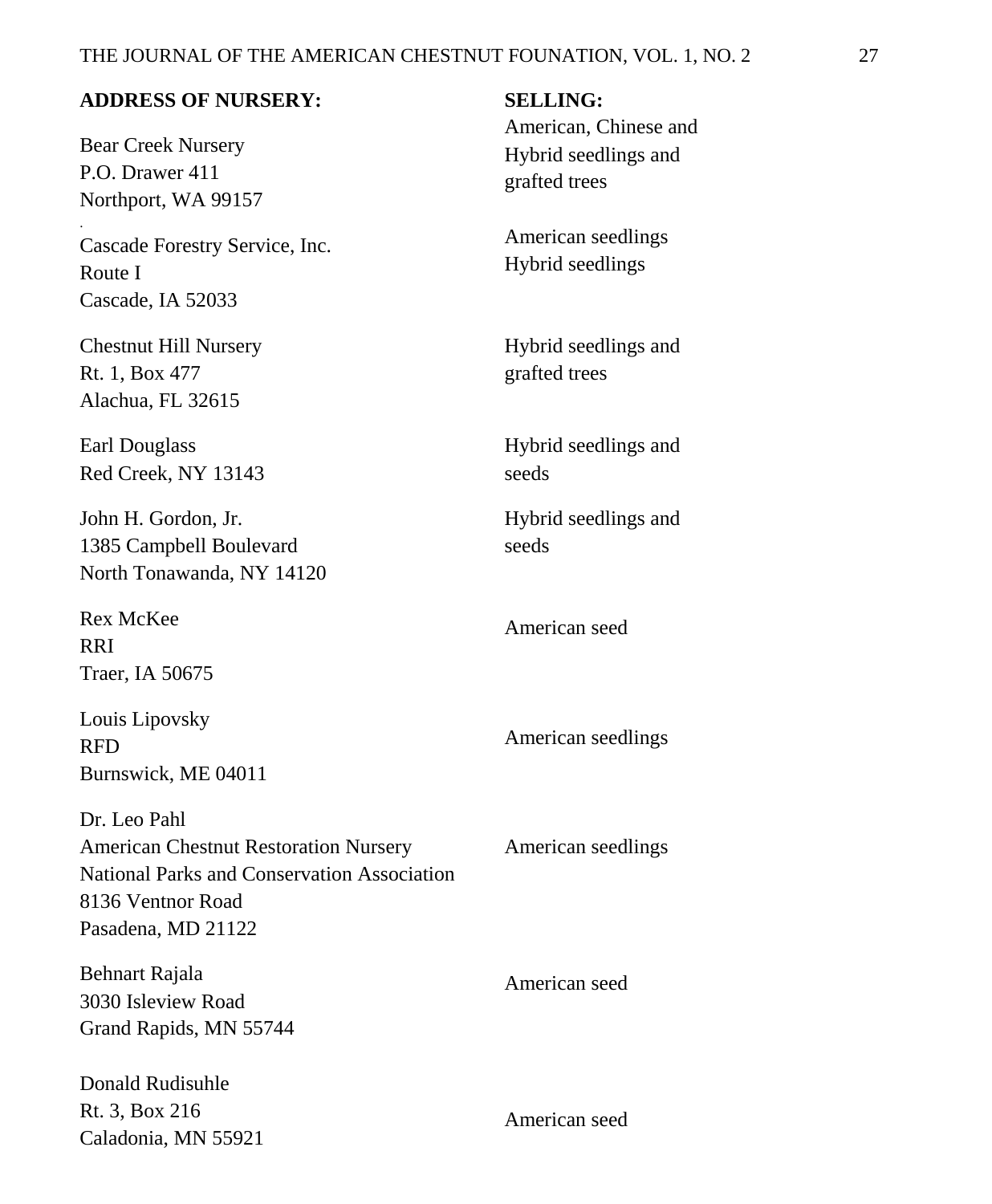| **ADDRESS OF NURSERY:** | **SELLING:** |
| --- | --- |
| Bear Creek Nursery<br>P.O. Drawer 411<br>Northport, WA 99157 | American, Chinese and Hybrid seedlings and grafted trees |
| Cascade Forestry Service, Inc.<br>Route I<br>Cascade, IA 52033 | American seedlings<br>Hybrid seedlings |
| Chestnut Hill Nursery<br>Rt. 1, Box 477<br>Alachua, FL 32615 | Hybrid seedlings and grafted trees |
| Earl Douglass<br>Red Creek, NY 13143 | Hybrid seedlings and seeds |
| John H. Gordon, Jr.<br>1385 Campbell Boulevard<br>North Tonawanda, NY 14120 | Hybrid seedlings and seeds |
| Rex McKee<br>RRI<br>Traer, IA 50675 | American seed |
| Louis Lipovsky<br>RFD<br>Burnswick, ME 04011 | American seedlings |
| Dr. Leo Pahl<br>American Chestnut Restoration Nursery<br>National Parks and Conservation Association<br>8136 Ventnor Road<br>Pasadena, MD 21122 | American seedlings |
| Behnart Rajala<br>3030 Isleview Road<br>Grand Rapids, MN 55744 | American seed |
| Donald Rudisuhle<br>Rt. 3, Box 216<br>Caladonia, MN 55921 | American seed |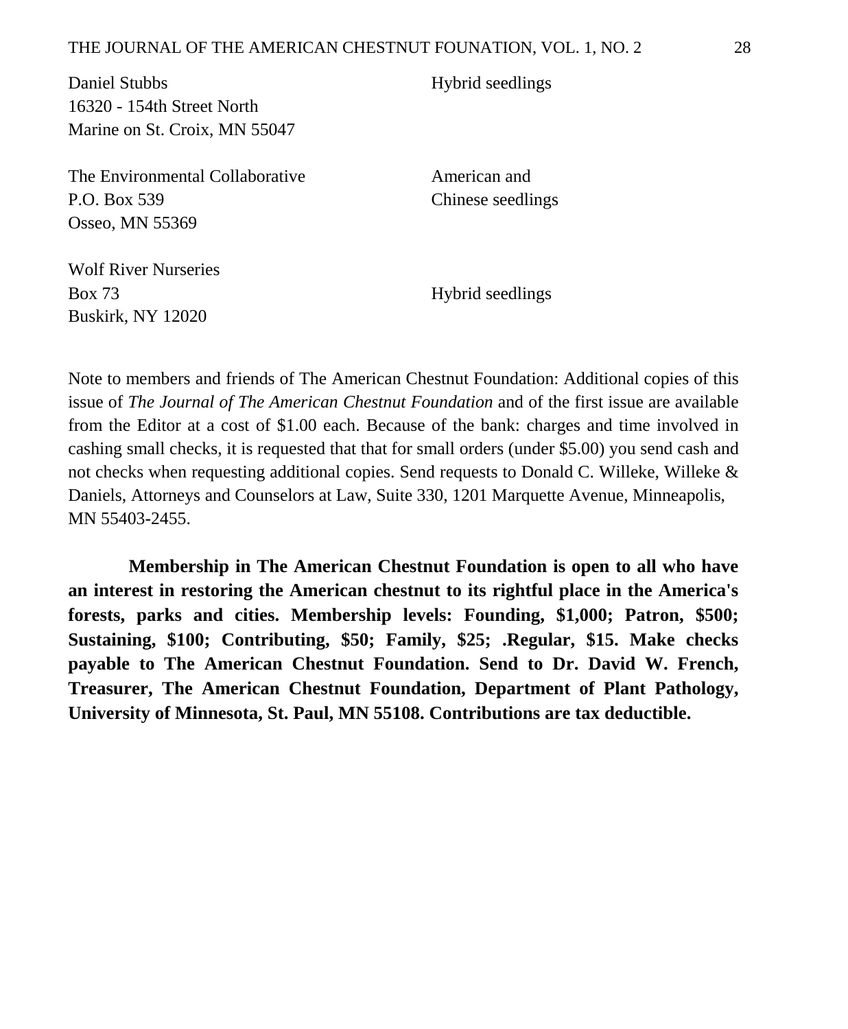Daniel Stubbs  
16320 - 154th Street North  
Marine on St. Croix, MN 55047

Hybrid seedlings

The Environmental Collaborative  
P.O. Box 539  
Osseo, MN 55369

American and Chinese seedlings

Wolf River Nurseries  
Box 73  
Buskirk, NY 12020

Hybrid seedlings

Note to members and friends of The American Chestnut Foundation: Additional copies of this issue of *The Journal of The American Chestnut Foundation* and of the first issue are available from the Editor at a cost of $1.00 each. Because of the bank: charges and time involved in cashing small checks, it is requested that that for small orders (under $5.00) you send cash and not checks when requesting additional copies. Send requests to Donald C. Willeke, Willeke & Daniels, Attorneys and Counselors at Law, Suite 330, 1201 Marquette Avenue, Minneapolis, MN 55403-2455.

**Membership in The American Chestnut Foundation is open to all who have an interest in restoring the American chestnut to its rightful place in the America's forests, parks and cities. Membership levels: Founding, $1,000; Patron, $500; Sustaining, $100; Contributing, $50; Family, $25; .Regular, $15. Make checks payable to The American Chestnut Foundation. Send to Dr. David W. French, Treasurer, The American Chestnut Foundation, Department of Plant Pathology, University of Minnesota, St. Paul, MN 55108. Contributions are tax deductible.**